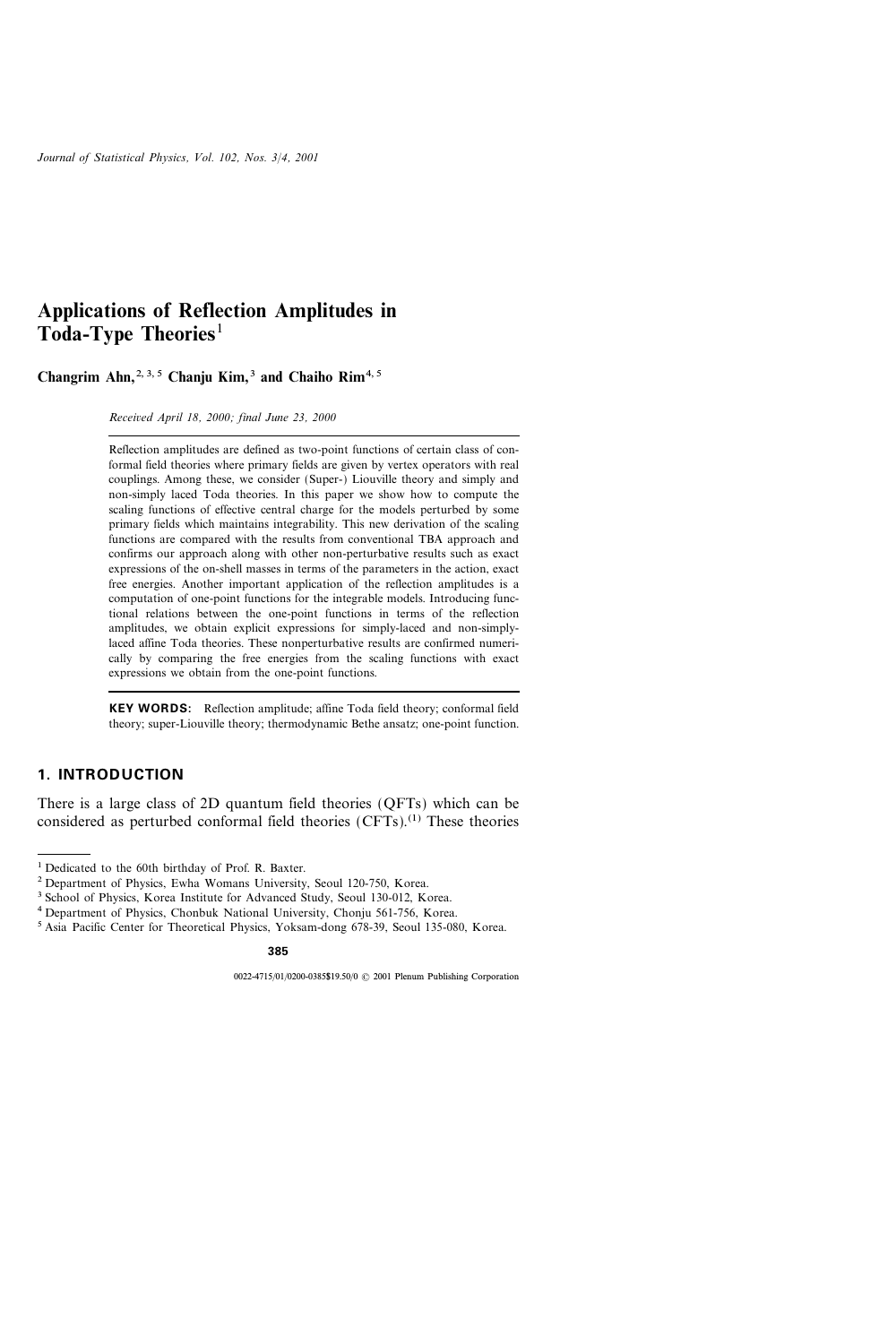# Applications of Reflection Amplitudes in Toda-Type Theories[1]

**Changrim Ahn,[2,3,5] Chanju Kim,[3] and Chaiho Rim[4,5]**

*Received April 18, 2000; final June 23, 2000*

Reflection amplitudes are defined as two-point functions of certain class of conformal field theories where primary fields are given by vertex operators with real couplings. Among these, we consider (Super-) Liouville theory and simply and non-simply laced Toda theories. In this paper we show how to compute the scaling functions of effective central charge for the models perturbed by some primary fields which maintains integrability. This new derivation of the scaling functions are compared with the results from conventional TBA approach and confirms our approach along with other non-perturbative results such as exact expressions of the on-shell masses in terms of the parameters in the action, exact free energies. Another important application of the reflection amplitudes is a computation of one-point functions for the integrable models. Introducing functional relations between the one-point functions in terms of the reflection amplitudes, we obtain explicit expressions for simply-laced and non-simply-laced affine Toda theories. These nonperturbative results are confirmed numerically by comparing the free energies from the scaling functions with exact expressions we obtain from the one-point functions.

**KEY WORDS:** Reflection amplitude; affine Toda field theory; conformal field theory; super-Liouville theory; thermodynamic Bethe ansatz; one-point function.

## 1. INTRODUCTION

There is a large class of 2D quantum field theories (QFTs) which can be considered as perturbed conformal field theories (CFTs).[1] These theories

---

[1] Dedicated to the 60th birthday of Prof. R. Baxter.

[2] Department of Physics, Ewha Womans University, Seoul 120-750, Korea.

[3] School of Physics, Korea Institute for Advanced Study, Seoul 130-012, Korea.

[4] Department of Physics, Chonbuk National University, Chonju 561-756, Korea.

[5] Asia Pacific Center for Theoretical Physics, Yoksam-dong 678-39, Seoul 135-080, Korea.

0022-4715/01/0200-0385$19.50/0 © 2001 Plenum Publishing Corporation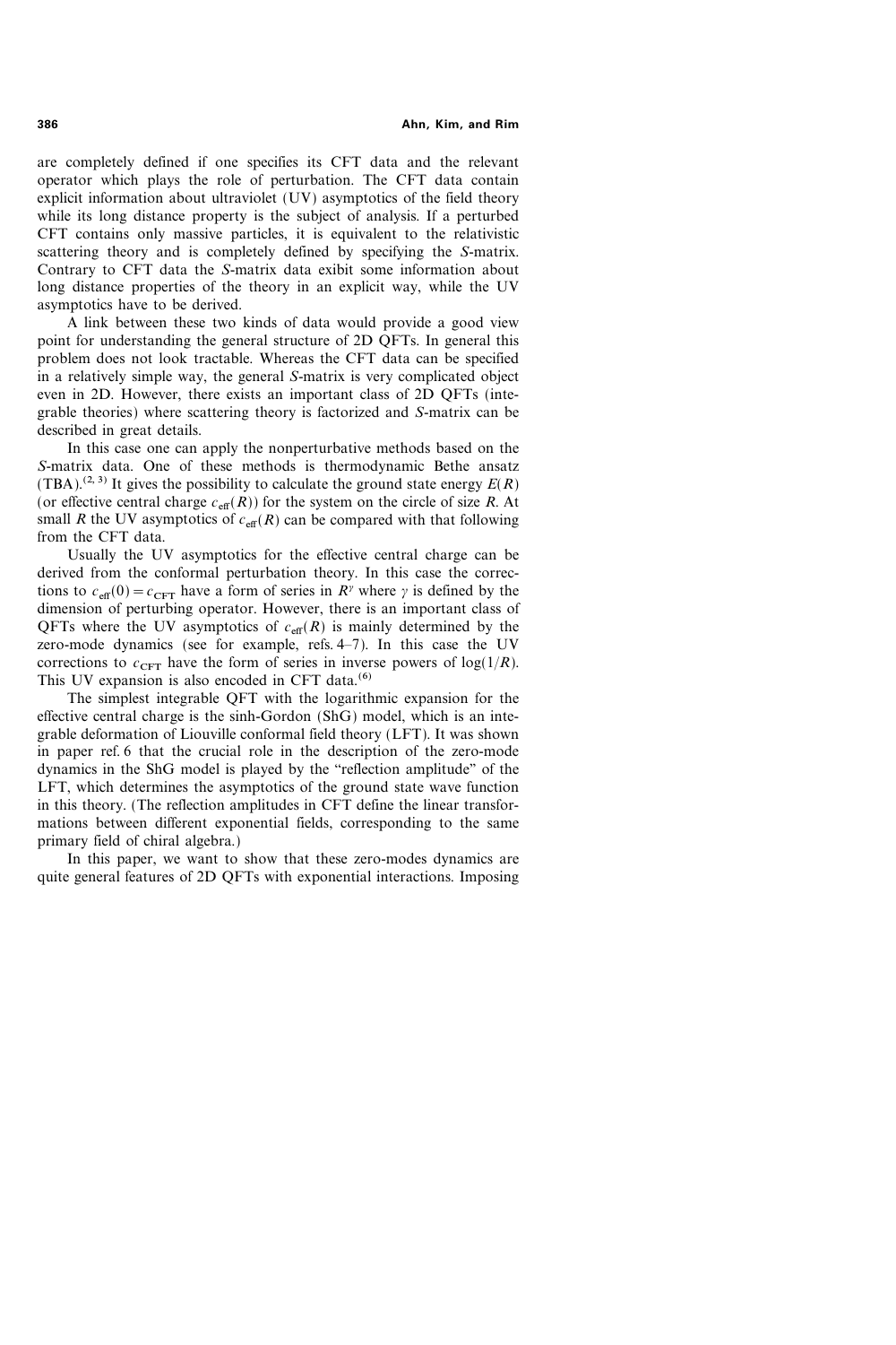are completely defined if one specifies its CFT data and the relevant operator which plays the role of perturbation. The CFT data contain explicit information about ultraviolet (UV) asymptotics of the field theory while its long distance property is the subject of analysis. If a perturbed CFT contains only massive particles, it is equivalent to the relativistic scattering theory and is completely defined by specifying the $S$-matrix. Contrary to CFT data the $S$-matrix data exibit some information about long distance properties of the theory in an explicit way, while the UV asymptotics have to be derived.

A link between these two kinds of data would provide a good view point for understanding the general structure of 2D QFTs. In general this problem does not look tractable. Whereas the CFT data can be specified in a relatively simple way, the general $S$-matrix is very complicated object even in 2D. However, there exists an important class of 2D QFTs (integrable theories) where scattering theory is factorized and $S$-matrix can be described in great details.

In this case one can apply the nonperturbative methods based on the $S$-matrix data. One of these methods is thermodynamic Bethe ansatz (TBA).[2, 3] It gives the possibility to calculate the ground state energy $E(R)$ (or effective central charge $c_{\text{eff}}(R)$) for the system on the circle of size $R$. At small $R$ the UV asymptotics of $c_{\text{eff}}(R)$ can be compared with that following from the CFT data.

Usually the UV asymptotics for the effective central charge can be derived from the conformal perturbation theory. In this case the corrections to $c_{\text{eff}}(0) = c_{\text{CFT}}$ have a form of series in $R^{\gamma}$ where $\gamma$ is defined by the dimension of perturbing operator. However, there is an important class of QFTs where the UV asymptotics of $c_{\text{eff}}(R)$ is mainly determined by the zero-mode dynamics (see for example, refs. 4–7). In this case the UV corrections to $c_{\text{CFT}}$ have the form of series in inverse powers of $\log(1/R)$. This UV expansion is also encoded in CFT data.[6]

The simplest integrable QFT with the logarithmic expansion for the effective central charge is the sinh-Gordon (ShG) model, which is an integrable deformation of Liouville conformal field theory (LFT). It was shown in paper ref. 6 that the crucial role in the description of the zero-mode dynamics in the ShG model is played by the "reflection amplitude" of the LFT, which determines the asymptotics of the ground state wave function in this theory. (The reflection amplitudes in CFT define the linear transformations between different exponential fields, corresponding to the same primary field of chiral algebra.)

In this paper, we want to show that these zero-modes dynamics are quite general features of 2D QFTs with exponential interactions. Imposing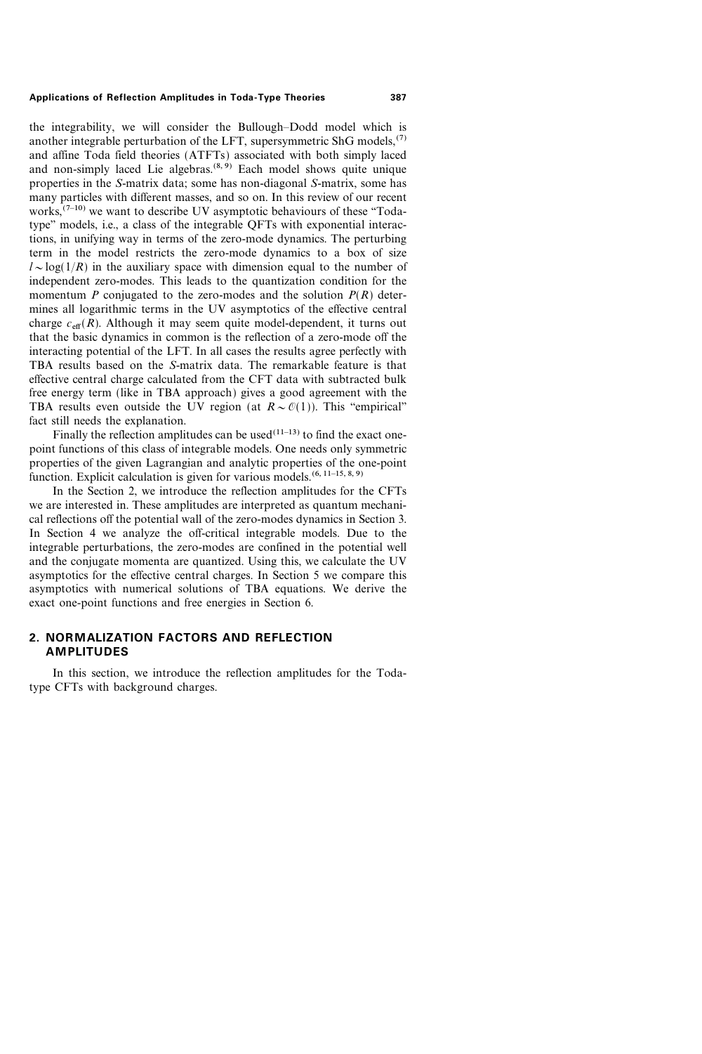the integrability, we will consider the Bullough–Dodd model which is another integrable perturbation of the LFT, supersymmetric ShG models,[7] and affine Toda field theories (ATFTs) associated with both simply laced and non-simply laced Lie algebras.[8, 9] Each model shows quite unique properties in the S-matrix data; some has non-diagonal S-matrix, some has many particles with different masses, and so on. In this review of our recent works,[7–10] we want to describe UV asymptotic behaviours of these "Toda-type" models, i.e., a class of the integrable QFTs with exponential interactions, in unifying way in terms of the zero-mode dynamics. The perturbing term in the model restricts the zero-mode dynamics to a box of size $l \sim \log(1/R)$ in the auxiliary space with dimension equal to the number of independent zero-modes. This leads to the quantization condition for the momentum $P$ conjugated to the zero-modes and the solution $P(R)$ determines all logarithmic terms in the UV asymptotics of the effective central charge $c_{\text{eff}}(R)$. Although it may seem quite model-dependent, it turns out that the basic dynamics in common is the reflection of a zero-mode off the interacting potential of the LFT. In all cases the results agree perfectly with TBA results based on the S-matrix data. The remarkable feature is that effective central charge calculated from the CFT data with subtracted bulk free energy term (like in TBA approach) gives a good agreement with the TBA results even outside the UV region (at $R \sim \mathcal{O}(1)$). This "empirical" fact still needs the explanation.

Finally the reflection amplitudes can be used[11–13] to find the exact one-point functions of this class of integrable models. One needs only symmetric properties of the given Lagrangian and analytic properties of the one-point function. Explicit calculation is given for various models.[6, 11–15, 8, 9]

In the Section 2, we introduce the reflection amplitudes for the CFTs we are interested in. These amplitudes are interpreted as quantum mechanical reflections off the potential wall of the zero-modes dynamics in Section 3. In Section 4 we analyze the off-critical integrable models. Due to the integrable perturbations, the zero-modes are confined in the potential well and the conjugate momenta are quantized. Using this, we calculate the UV asymptotics for the effective central charges. In Section 5 we compare this asymptotics with numerical solutions of TBA equations. We derive the exact one-point functions and free energies in Section 6.

## 2. NORMALIZATION FACTORS AND REFLECTION AMPLITUDES

In this section, we introduce the reflection amplitudes for the Toda-type CFTs with background charges.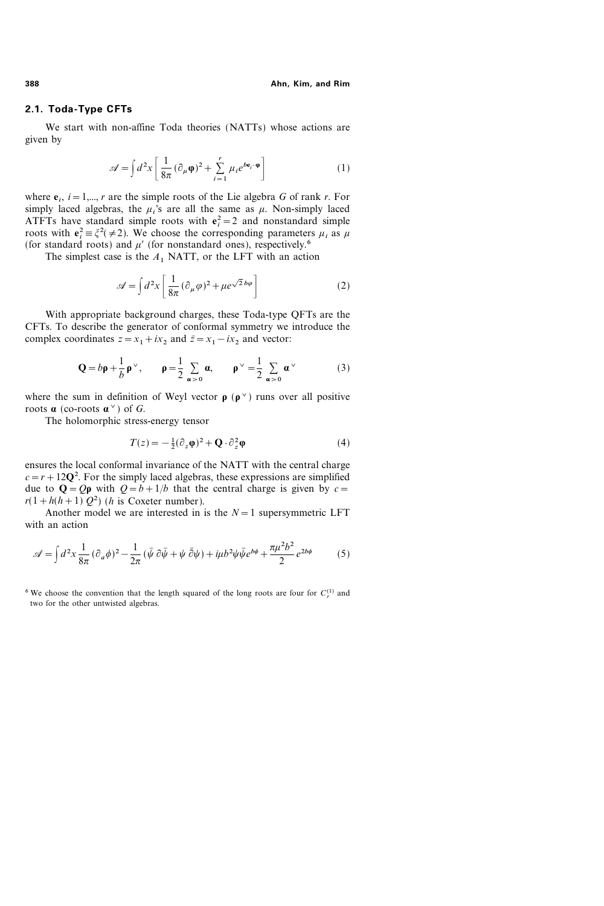### 2.1. Toda-Type CFTs

We start with non-affine Toda theories (NATTs) whose actions are given by

$$\mathscr{A} = \int d^2x \left[ \frac{1}{8\pi} (\partial_\mu \boldsymbol{\varphi})^2 + \sum_{i=1}^{r} \mu_i e^{b \mathbf{e}_i \cdot \boldsymbol{\varphi}} \right] \tag{1}$$

where $\mathbf{e}_i$, $i = 1,..., r$ are the simple roots of the Lie algebra $G$ of rank $r$. For simply laced algebras, the $\mu_i$'s are all the same as $\mu$. Non-simply laced ATFTs have standard simple roots with $\mathbf{e}_i^2 = 2$ and nonstandard simple roots with $\mathbf{e}_l^2 \equiv \xi^2 (\neq 2)$. We choose the corresponding parameters $\mu_i$ as $\mu$ (for standard roots) and $\mu'$ (for nonstandard ones), respectively.[6]

The simplest case is the $A_1$ NATT, or the LFT with an action

$$\mathscr{A} = \int d^2x \left[ \frac{1}{8\pi} (\partial_\mu \varphi)^2 + \mu e^{\sqrt{2}\, b \varphi} \right] \tag{2}$$

With appropriate background charges, these Toda-type QFTs are the CFTs. To describe the generator of conformal symmetry we introduce the complex coordinates $z = x_1 + i x_2$ and $\bar{z} = x_1 - i x_2$ and vector:

$$\mathbf{Q} = b \boldsymbol{\rho} + \frac{1}{b} \boldsymbol{\rho}^\vee, \qquad \boldsymbol{\rho} = \frac{1}{2} \sum_{\boldsymbol{\alpha} > 0} \boldsymbol{\alpha}, \qquad \boldsymbol{\rho}^\vee = \frac{1}{2} \sum_{\boldsymbol{\alpha} > 0} \boldsymbol{\alpha}^\vee \tag{3}$$

where the sum in definition of Weyl vector $\boldsymbol{\rho}$ ($\boldsymbol{\rho}^\vee$) runs over all positive roots $\boldsymbol{\alpha}$ (co-roots $\boldsymbol{\alpha}^\vee$) of $G$.

The holomorphic stress-energy tensor

$$T(z) = -\tfrac{1}{2} (\partial_z \boldsymbol{\varphi})^2 + \mathbf{Q} \cdot \partial_z^2 \boldsymbol{\varphi} \tag{4}$$

ensures the local conformal invariance of the NATT with the central charge $c = r + 12 \mathbf{Q}^2$. For the simply laced algebras, these expressions are simplified due to $\mathbf{Q} = Q \boldsymbol{\rho}$ with $Q = b + 1/b$ that the central charge is given by $c = r(1 + h(h+1)\, Q^2)$ ($h$ is Coxeter number).

Another model we are interested in is the $N = 1$ supersymmetric LFT with an action

$$\mathscr{A} = \int d^2x \frac{1}{8\pi} (\partial_a \phi)^2 - \frac{1}{2\pi} (\bar{\psi}\, \partial \bar{\psi} + \psi\, \bar{\partial} \psi) + i \mu b^2 \psi \bar{\psi} e^{b\phi} + \frac{\pi \mu^2 b^2}{2} e^{2b\phi} \tag{5}$$

[6] We choose the convention that the length squared of the long roots are four for $C_r^{(1)}$ and two for the other untwisted algebras.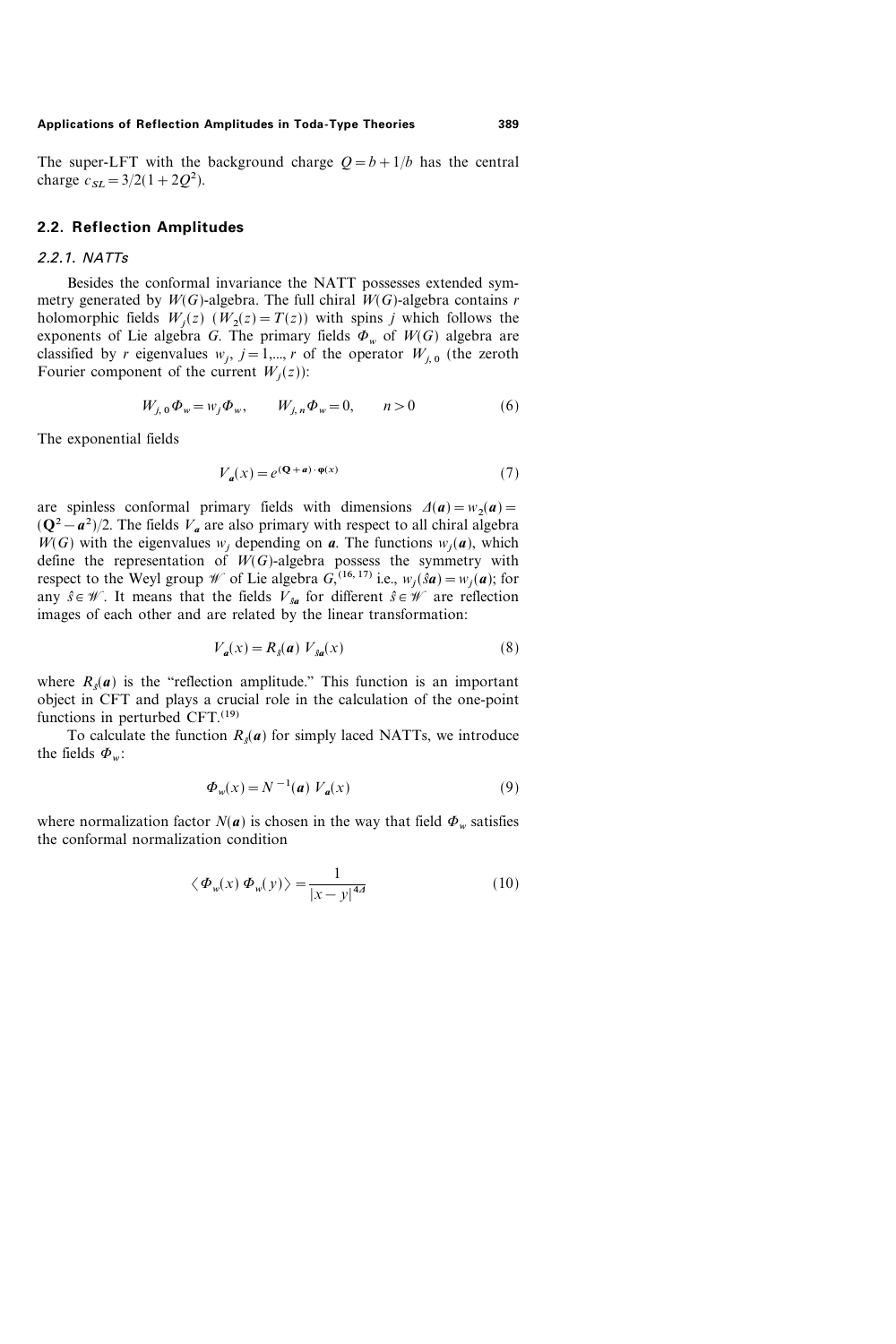The super-LFT with the background charge $Q = b + 1/b$ has the central charge $c_{SL} = 3/2(1 + 2Q^2)$.

## 2.2. Reflection Amplitudes

### 2.2.1. NATTs

Besides the conformal invariance the NATT possesses extended symmetry generated by $W(G)$-algebra. The full chiral $W(G)$-algebra contains $r$ holomorphic fields $W_j(z)$ ($W_2(z) = T(z)$) with spins $j$ which follows the exponents of Lie algebra $G$. The primary fields $\Phi_w$ of $W(G)$ algebra are classified by $r$ eigenvalues $w_j$, $j = 1,..., r$ of the operator $W_{j,0}$ (the zeroth Fourier component of the current $W_j(z)$):

$$W_{j,0}\Phi_w = w_j \Phi_w, \qquad W_{j,n}\Phi_w = 0, \qquad n > 0 \tag{6}$$

The exponential fields

$$V_{\boldsymbol{a}}(x) = e^{(\mathbf{Q}+\boldsymbol{a})\cdot\boldsymbol{\varphi}(x)} \tag{7}$$

are spinless conformal primary fields with dimensions $\Delta(\boldsymbol{a}) = w_2(\boldsymbol{a}) = (\mathbf{Q}^2 - \boldsymbol{a}^2)/2$. The fields $V_{\boldsymbol{a}}$ are also primary with respect to all chiral algebra $W(G)$ with the eigenvalues $w_j$ depending on $\boldsymbol{a}$. The functions $w_j(\boldsymbol{a})$, which define the representation of $W(G)$-algebra possess the symmetry with respect to the Weyl group $\mathscr{W}$ of Lie algebra $G$,[16, 17] i.e., $w_j(\hat{s}\boldsymbol{a}) = w_j(\boldsymbol{a})$; for any $\hat{s} \in \mathscr{W}$. It means that the fields $V_{\hat{s}\boldsymbol{a}}$ for different $\hat{s} \in \mathscr{W}$ are reflection images of each other and are related by the linear transformation:

$$V_{\boldsymbol{a}}(x) = R_{\hat{s}}(\boldsymbol{a})\, V_{\hat{s}\boldsymbol{a}}(x) \tag{8}$$

where $R_{\hat{s}}(\boldsymbol{a})$ is the "reflection amplitude." This function is an important object in CFT and plays a crucial role in the calculation of the one-point functions in perturbed CFT.[19]

To calculate the function $R_{\hat{s}}(\boldsymbol{a})$ for simply laced NATTs, we introduce the fields $\Phi_w$:

$$\Phi_w(x) = N^{-1}(\boldsymbol{a})\, V_{\boldsymbol{a}}(x) \tag{9}$$

where normalization factor $N(\boldsymbol{a})$ is chosen in the way that field $\Phi_w$ satisfies the conformal normalization condition

$$\langle \Phi_w(x)\, \Phi_w(y) \rangle = \frac{1}{|x-y|^{4\Delta}} \tag{10}$$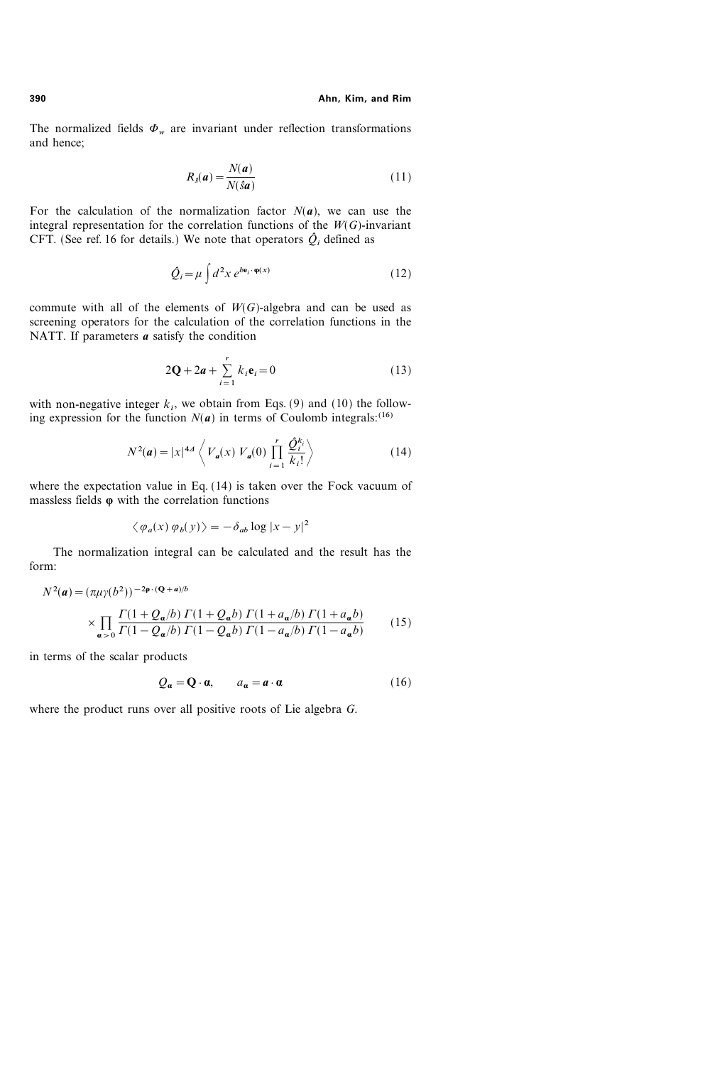The normalized fields $\Phi_w$ are invariant under reflection transformations and hence;

$$R_{\hat{s}}(\boldsymbol{a}) = \frac{N(\boldsymbol{a})}{N(\hat{s}\boldsymbol{a})} \tag{11}$$

For the calculation of the normalization factor $N(\boldsymbol{a})$, we can use the integral representation for the correlation functions of the $W(G)$-invariant CFT. (See ref. 16 for details.) We note that operators $\hat{Q}_i$ defined as

$$\hat{Q}_i = \mu \int d^2x \, e^{b\mathbf{e}_i \cdot \boldsymbol{\varphi}(x)} \tag{12}$$

commute with all of the elements of $W(G)$-algebra and can be used as screening operators for the calculation of the correlation functions in the NATT. If parameters $\boldsymbol{a}$ satisfy the condition

$$2\mathbf{Q} + 2\boldsymbol{a} + \sum_{i=1}^{r} k_i \mathbf{e}_i = 0 \tag{13}$$

with non-negative integer $k_i$, we obtain from Eqs. (9) and (10) the following expression for the function $N(\boldsymbol{a})$ in terms of Coulomb integrals:[16]

$$N^2(\boldsymbol{a}) = |x|^{4\Delta} \left\langle V_{\boldsymbol{a}}(x) \, V_{\boldsymbol{a}}(0) \prod_{i=1}^{r} \frac{\hat{Q}_i^{k_i}}{k_i!} \right\rangle \tag{14}$$

where the expectation value in Eq. (14) is taken over the Fock vacuum of massless fields $\boldsymbol{\varphi}$ with the correlation functions

$$\langle \varphi_a(x) \, \varphi_b(y) \rangle = -\delta_{ab} \log |x - y|^2$$

The normalization integral can be calculated and the result has the form:

$$N^2(\boldsymbol{a}) = (\pi\mu\gamma(b^2))^{-2\boldsymbol{\rho} \cdot (\mathbf{Q} + \boldsymbol{a})/b} \times \prod_{\boldsymbol{\alpha} > 0} \frac{\Gamma(1 + Q_{\boldsymbol{\alpha}}/b) \, \Gamma(1 + Q_{\boldsymbol{\alpha}} b) \, \Gamma(1 + a_{\boldsymbol{\alpha}}/b) \, \Gamma(1 + a_{\boldsymbol{\alpha}} b)}{\Gamma(1 - Q_{\boldsymbol{\alpha}}/b) \, \Gamma(1 - Q_{\boldsymbol{\alpha}} b) \, \Gamma(1 - a_{\boldsymbol{\alpha}}/b) \, \Gamma(1 - a_{\boldsymbol{\alpha}} b)} \tag{15}$$

in terms of the scalar products

$$Q_{\boldsymbol{\alpha}} = \mathbf{Q} \cdot \boldsymbol{\alpha}, \qquad a_{\boldsymbol{\alpha}} = \boldsymbol{a} \cdot \boldsymbol{\alpha} \tag{16}$$

where the product runs over all positive roots of Lie algebra $G$.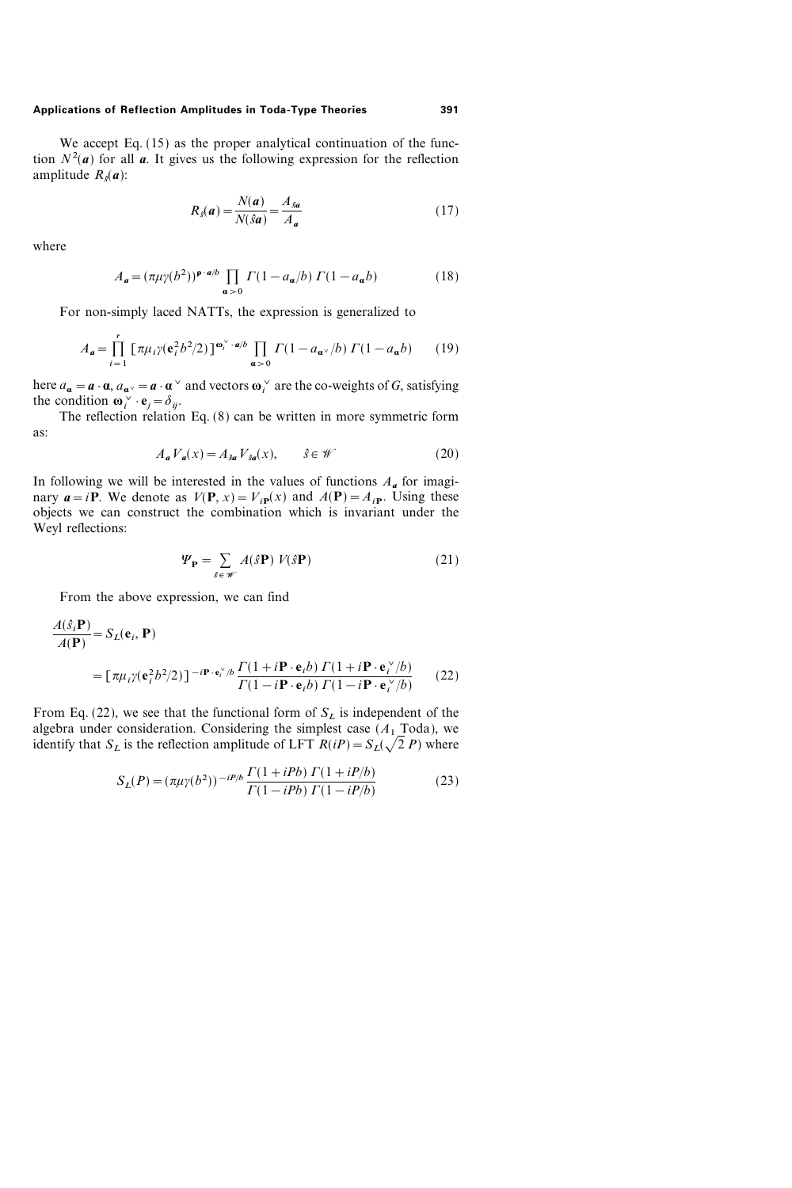We accept Eq. (15) as the proper analytical continuation of the function $N^2(\boldsymbol{a})$ for all $\boldsymbol{a}$. It gives us the following expression for the reflection amplitude $R_{\hat{s}}(\boldsymbol{a})$:

$$R_{\hat{s}}(\boldsymbol{a}) = \frac{N(\boldsymbol{a})}{N(\hat{s}\boldsymbol{a})} = \frac{A_{\hat{s}\boldsymbol{a}}}{A_{\boldsymbol{a}}} \tag{17}$$

where

$$A_{\boldsymbol{a}} = (\pi\mu\gamma(b^2))^{\boldsymbol{\rho}\cdot\boldsymbol{a}/b} \prod_{\boldsymbol{\alpha}>0} \Gamma(1-a_{\boldsymbol{\alpha}}/b)\,\Gamma(1-a_{\boldsymbol{\alpha}}b) \tag{18}$$

For non-simply laced NATTs, the expression is generalized to

$$A_{\boldsymbol{a}} = \prod_{i=1}^{r} \left[\pi\mu_i\gamma(\mathbf{e}_i^2 b^2/2)\right]^{\boldsymbol{\omega}_i^\vee\cdot\boldsymbol{a}/b} \prod_{\boldsymbol{\alpha}>0} \Gamma(1-a_{\boldsymbol{\alpha}^\vee}/b)\,\Gamma(1-a_{\boldsymbol{\alpha}}b) \tag{19}$$

here $a_{\boldsymbol{\alpha}} = \boldsymbol{a}\cdot\boldsymbol{\alpha}$, $a_{\boldsymbol{\alpha}^\vee} = \boldsymbol{a}\cdot\boldsymbol{\alpha}^\vee$ and vectors $\boldsymbol{\omega}_i^\vee$ are the co-weights of $G$, satisfying the condition $\boldsymbol{\omega}_i^\vee\cdot\mathbf{e}_j = \delta_{ij}$.

The reflection relation Eq. (8) can be written in more symmetric form as:

$$A_{\boldsymbol{a}} V_{\boldsymbol{a}}(x) = A_{\hat{s}\boldsymbol{a}} V_{\hat{s}\boldsymbol{a}}(x), \qquad \hat{s}\in\mathcal{W} \tag{20}$$

In following we will be interested in the values of functions $A_{\boldsymbol{a}}$ for imaginary $\boldsymbol{a} = i\mathbf{P}$. We denote as $V(\mathbf{P}, x) = V_{i\mathbf{P}}(x)$ and $A(\mathbf{P}) = A_{i\mathbf{P}}$. Using these objects we can construct the combination which is invariant under the Weyl reflections:

$$\Psi_{\mathbf{P}} = \sum_{\hat{s}\in\mathcal{W}} A(\hat{s}\mathbf{P})\, V(\hat{s}\mathbf{P}) \tag{21}$$

From the above expression, we can find

$$\begin{aligned}\frac{A(\hat{s}_i\mathbf{P})}{A(\mathbf{P})} &= S_L(\mathbf{e}_i, \mathbf{P})\\ &= \left[\pi\mu_i\gamma(\mathbf{e}_i^2 b^2/2)\right]^{-i\mathbf{P}\cdot\mathbf{e}_i^\vee/b} \frac{\Gamma(1+i\mathbf{P}\cdot\mathbf{e}_i b)\,\Gamma(1+i\mathbf{P}\cdot\mathbf{e}_i^\vee/b)}{\Gamma(1-i\mathbf{P}\cdot\mathbf{e}_i b)\,\Gamma(1-i\mathbf{P}\cdot\mathbf{e}_i^\vee/b)}\end{aligned} \tag{22}$$

From Eq. (22), we see that the functional form of $S_L$ is independent of the algebra under consideration. Considering the simplest case ($A_1$ Toda), we identify that $S_L$ is the reflection amplitude of LFT $R(iP) = S_L(\sqrt{2}\,P)$ where

$$S_L(P) = (\pi\mu\gamma(b^2))^{-iP/b} \frac{\Gamma(1+iPb)\,\Gamma(1+iP/b)}{\Gamma(1-iPb)\,\Gamma(1-iP/b)} \tag{23}$$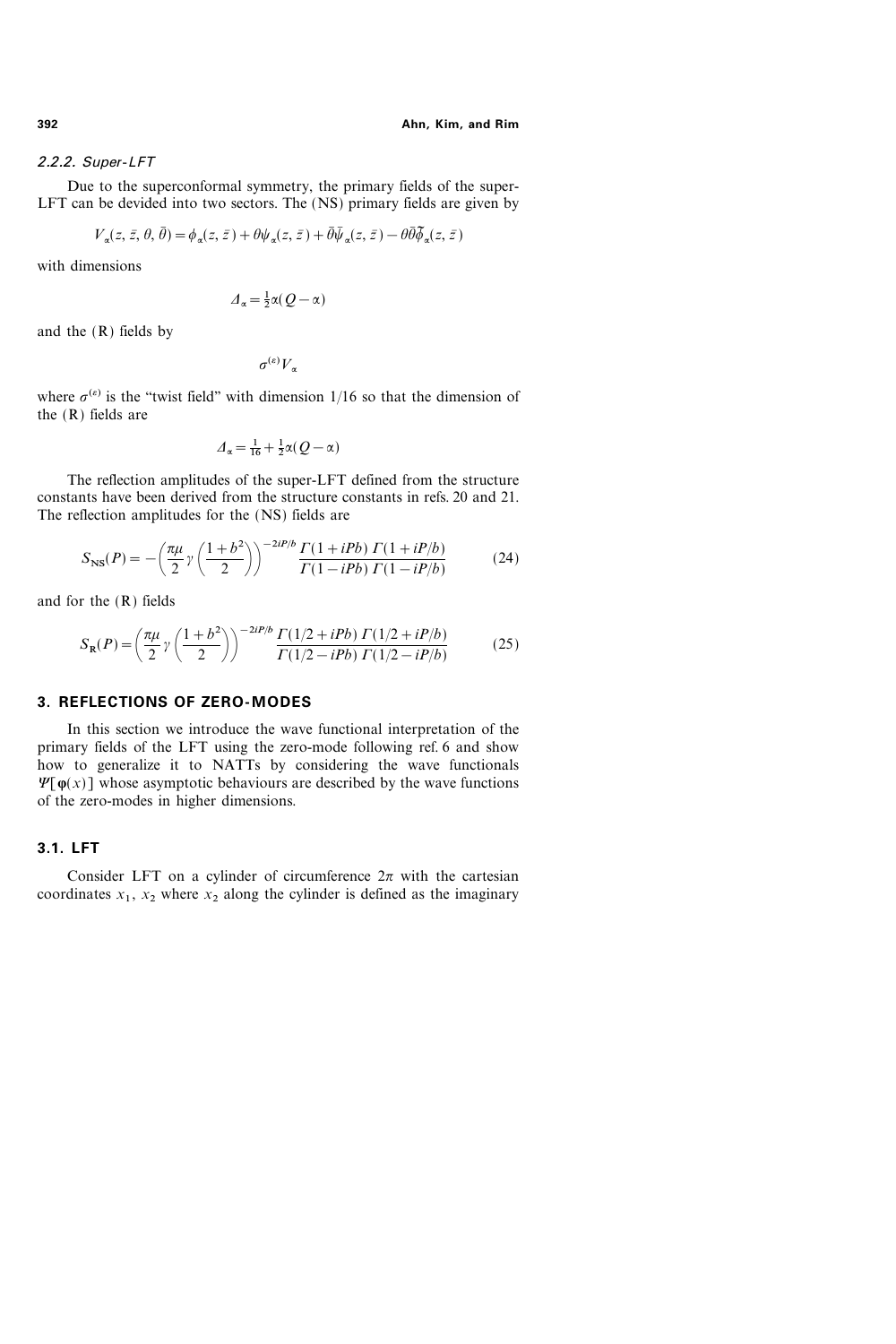#### 2.2.2. Super-LFT

Due to the superconformal symmetry, the primary fields of the super-LFT can be devided into two sectors. The (NS) primary fields are given by

$$V_\alpha(z, \bar{z}, \theta, \bar{\theta}) = \phi_\alpha(z, \bar{z}) + \theta\psi_\alpha(z, \bar{z}) + \bar{\theta}\bar{\psi}_\alpha(z, \bar{z}) - \theta\bar{\theta}\tilde{\phi}_\alpha(z, \bar{z})$$

with dimensions

$$\Delta_\alpha = \tfrac{1}{2}\alpha(Q - \alpha)$$

and the (R) fields by

$$\sigma^{(\varepsilon)} V_\alpha$$

where $\sigma^{(\varepsilon)}$ is the "twist field" with dimension 1/16 so that the dimension of the (R) fields are

$$\Delta_\alpha = \tfrac{1}{16} + \tfrac{1}{2}\alpha(Q - \alpha)$$

The reflection amplitudes of the super-LFT defined from the structure constants have been derived from the structure constants in refs. 20 and 21. The reflection amplitudes for the (NS) fields are

$$S_{\mathrm{NS}}(P) = -\left(\frac{\pi\mu}{2}\gamma\left(\frac{1+b^2}{2}\right)\right)^{-2iP/b} \frac{\Gamma(1 + iPb)\,\Gamma(1 + iP/b)}{\Gamma(1 - iPb)\,\Gamma(1 - iP/b)} \tag{24}$$

and for the (R) fields

$$S_{\mathrm{R}}(P) = \left(\frac{\pi\mu}{2}\gamma\left(\frac{1+b^2}{2}\right)\right)^{-2iP/b} \frac{\Gamma(1/2 + iPb)\,\Gamma(1/2 + iP/b)}{\Gamma(1/2 - iPb)\,\Gamma(1/2 - iP/b)} \tag{25}$$

## 3. REFLECTIONS OF ZERO-MODES

In this section we introduce the wave functional interpretation of the primary fields of the LFT using the zero-mode following ref. 6 and show how to generalize it to NATTs by considering the wave functionals $\Psi[\boldsymbol{\varphi}(x)]$ whose asymptotic behaviours are described by the wave functions of the zero-modes in higher dimensions.

### 3.1. LFT

Consider LFT on a cylinder of circumference $2\pi$ with the cartesian coordinates $x_1$, $x_2$ where $x_2$ along the cylinder is defined as the imaginary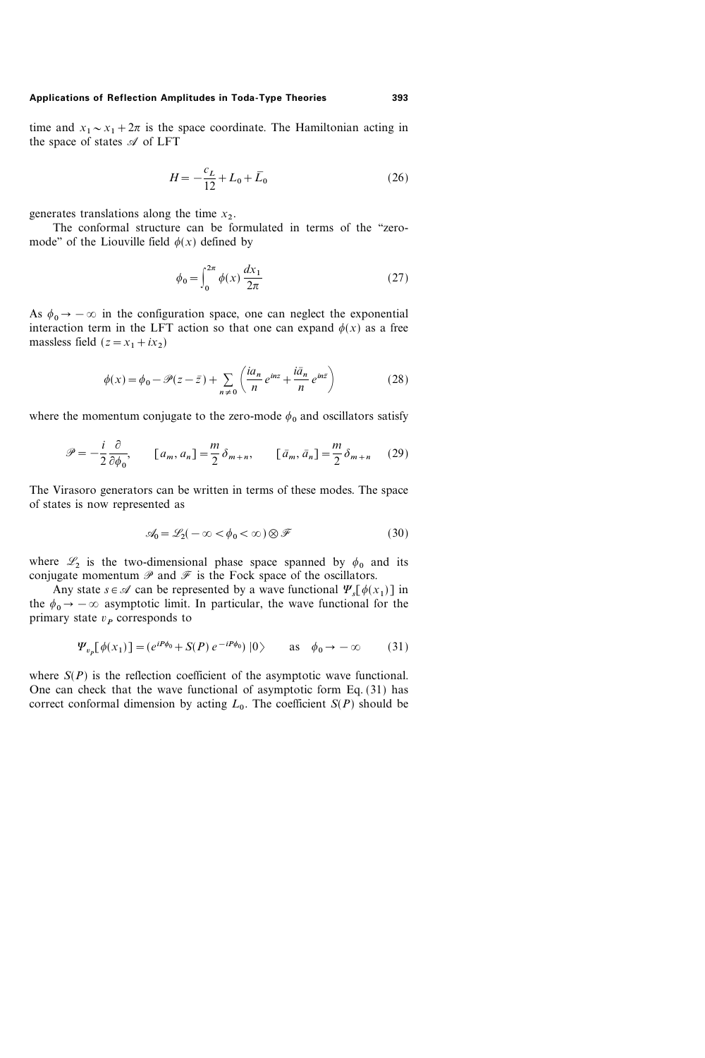time and $x_1 \sim x_1 + 2\pi$ is the space coordinate. The Hamiltonian acting in the space of states $\mathscr{A}$ of LFT

$$H = -\frac{c_L}{12} + L_0 + \bar{L}_0 \tag{26}$$

generates translations along the time $x_2$.

The conformal structure can be formulated in terms of the "zero-mode" of the Liouville field $\phi(x)$ defined by

$$\phi_0 = \int_0^{2\pi} \phi(x) \frac{dx_1}{2\pi} \tag{27}$$

As $\phi_0 \to -\infty$ in the configuration space, one can neglect the exponential interaction term in the LFT action so that one can expand $\phi(x)$ as a free massless field ($z = x_1 + ix_2$)

$$\phi(x) = \phi_0 - \mathscr{P}(z - \bar{z}) + \sum_{n \neq 0} \left( \frac{ia_n}{n} e^{inz} + \frac{i\bar{a}_n}{n} e^{in\bar{z}} \right) \tag{28}$$

where the momentum conjugate to the zero-mode $\phi_0$ and oscillators satisfy

$$\mathscr{P} = -\frac{i}{2} \frac{\partial}{\partial \phi_0}, \qquad [a_m, a_n] = \frac{m}{2} \delta_{m+n}, \qquad [\bar{a}_m, \bar{a}_n] = \frac{m}{2} \delta_{m+n} \tag{29}$$

The Virasoro generators can be written in terms of these modes. The space of states is now represented as

$$\mathscr{A}_0 = \mathscr{L}_2(-\infty < \phi_0 < \infty) \otimes \mathscr{F} \tag{30}$$

where $\mathscr{L}_2$ is the two-dimensional phase space spanned by $\phi_0$ and its conjugate momentum $\mathscr{P}$ and $\mathscr{F}$ is the Fock space of the oscillators.

Any state $s \in \mathscr{A}$ can be represented by a wave functional $\Psi_s[\phi(x_1)]$ in the $\phi_0 \to -\infty$ asymptotic limit. In particular, the wave functional for the primary state $v_P$ corresponds to

$$\Psi_{v_P}[\phi(x_1)] = (e^{iP\phi_0} + S(P)\, e^{-iP\phi_0})\, |0\rangle \qquad \text{as} \quad \phi_0 \to -\infty \tag{31}$$

where $S(P)$ is the reflection coefficient of the asymptotic wave functional. One can check that the wave functional of asymptotic form Eq. (31) has correct conformal dimension by acting $L_0$. The coefficient $S(P)$ should be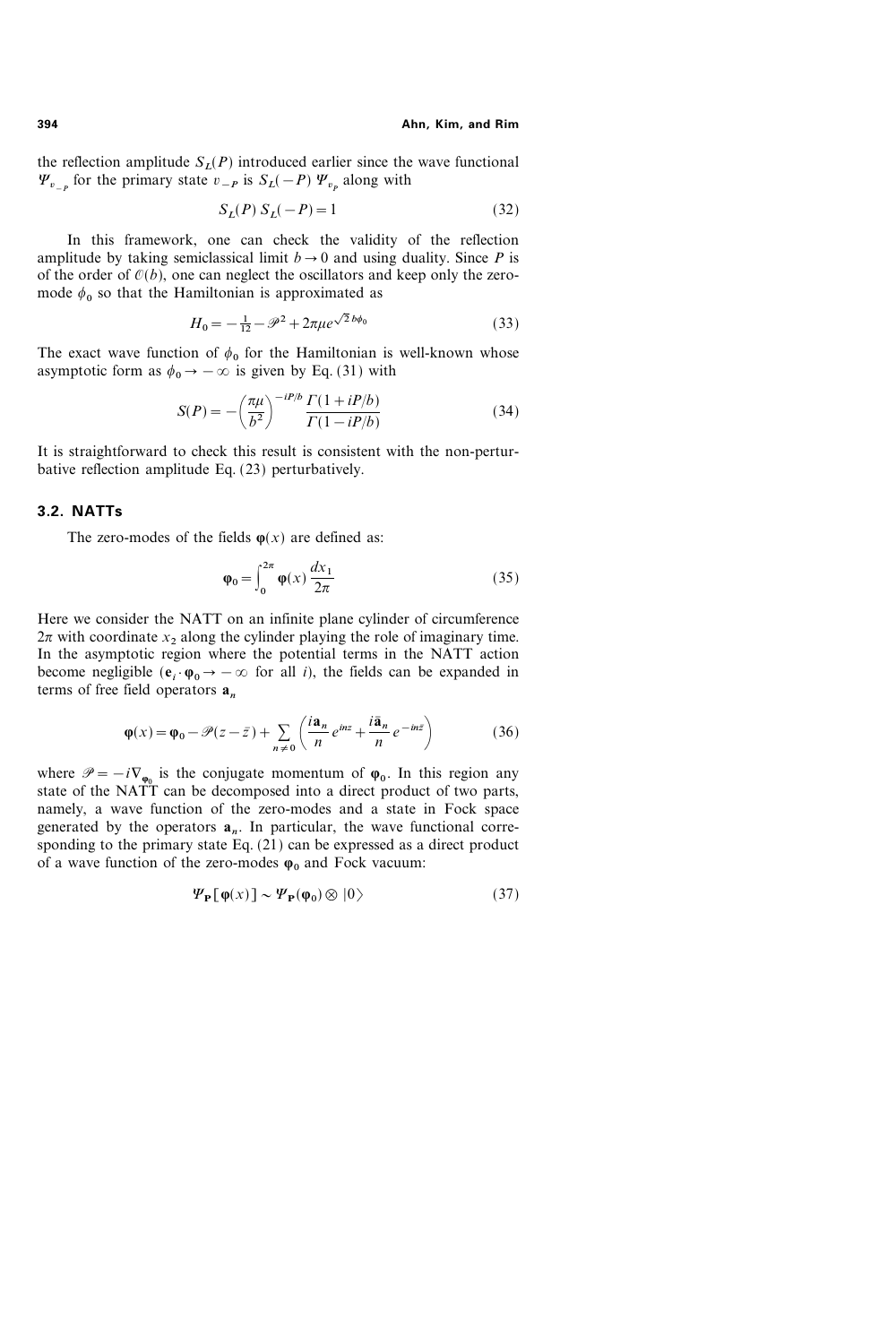the reflection amplitude $S_L(P)$ introduced earlier since the wave functional $\Psi_{v_{-P}}$ for the primary state $v_{-P}$ is $S_L(-P)\,\Psi_{v_P}$ along with

$$S_L(P)\,S_L(-P)=1 \tag{32}$$

In this framework, one can check the validity of the reflection amplitude by taking semiclassical limit $b \to 0$ and using duality. Since $P$ is of the order of $\mathcal{O}(b)$, one can neglect the oscillators and keep only the zero-mode $\phi_0$ so that the Hamiltonian is approximated as

$$H_0 = -\tfrac{1}{12} - \mathscr{P}^2 + 2\pi\mu e^{\sqrt{2}\,b\phi_0} \tag{33}$$

The exact wave function of $\phi_0$ for the Hamiltonian is well-known whose asymptotic form as $\phi_0 \to -\infty$ is given by Eq. (31) with

$$S(P) = -\left(\frac{\pi\mu}{b^2}\right)^{-iP/b} \frac{\Gamma(1+iP/b)}{\Gamma(1-iP/b)} \tag{34}$$

It is straightforward to check this result is consistent with the non-perturbative reflection amplitude Eq. (23) perturbatively.

### 3.2. NATTs

The zero-modes of the fields $\boldsymbol{\varphi}(x)$ are defined as:

$$\boldsymbol{\varphi}_0 = \int_0^{2\pi} \boldsymbol{\varphi}(x)\,\frac{dx_1}{2\pi} \tag{35}$$

Here we consider the NATT on an infinite plane cylinder of circumference $2\pi$ with coordinate $x_2$ along the cylinder playing the role of imaginary time. In the asymptotic region where the potential terms in the NATT action become negligible ($\mathbf{e}_i \cdot \boldsymbol{\varphi}_0 \to -\infty$ for all $i$), the fields can be expanded in terms of free field operators $\mathbf{a}_n$

$$\boldsymbol{\varphi}(x) = \boldsymbol{\varphi}_0 - \mathscr{P}(z-\bar{z}) + \sum_{n\neq 0}\left(\frac{i\mathbf{a}_n}{n}e^{inz} + \frac{i\bar{\mathbf{a}}_n}{n}e^{-in\bar{z}}\right) \tag{36}$$

where $\mathscr{P} = -i\nabla_{\boldsymbol{\varphi}_0}$ is the conjugate momentum of $\boldsymbol{\varphi}_0$. In this region any state of the NATT can be decomposed into a direct product of two parts, namely, a wave function of the zero-modes and a state in Fock space generated by the operators $\mathbf{a}_n$. In particular, the wave functional corresponding to the primary state Eq. (21) can be expressed as a direct product of a wave function of the zero-modes $\boldsymbol{\varphi}_0$ and Fock vacuum:

$$\Psi_{\mathbf{P}}[\boldsymbol{\varphi}(x)] \sim \Psi_{\mathbf{P}}(\boldsymbol{\varphi}_0) \otimes |0\rangle \tag{37}$$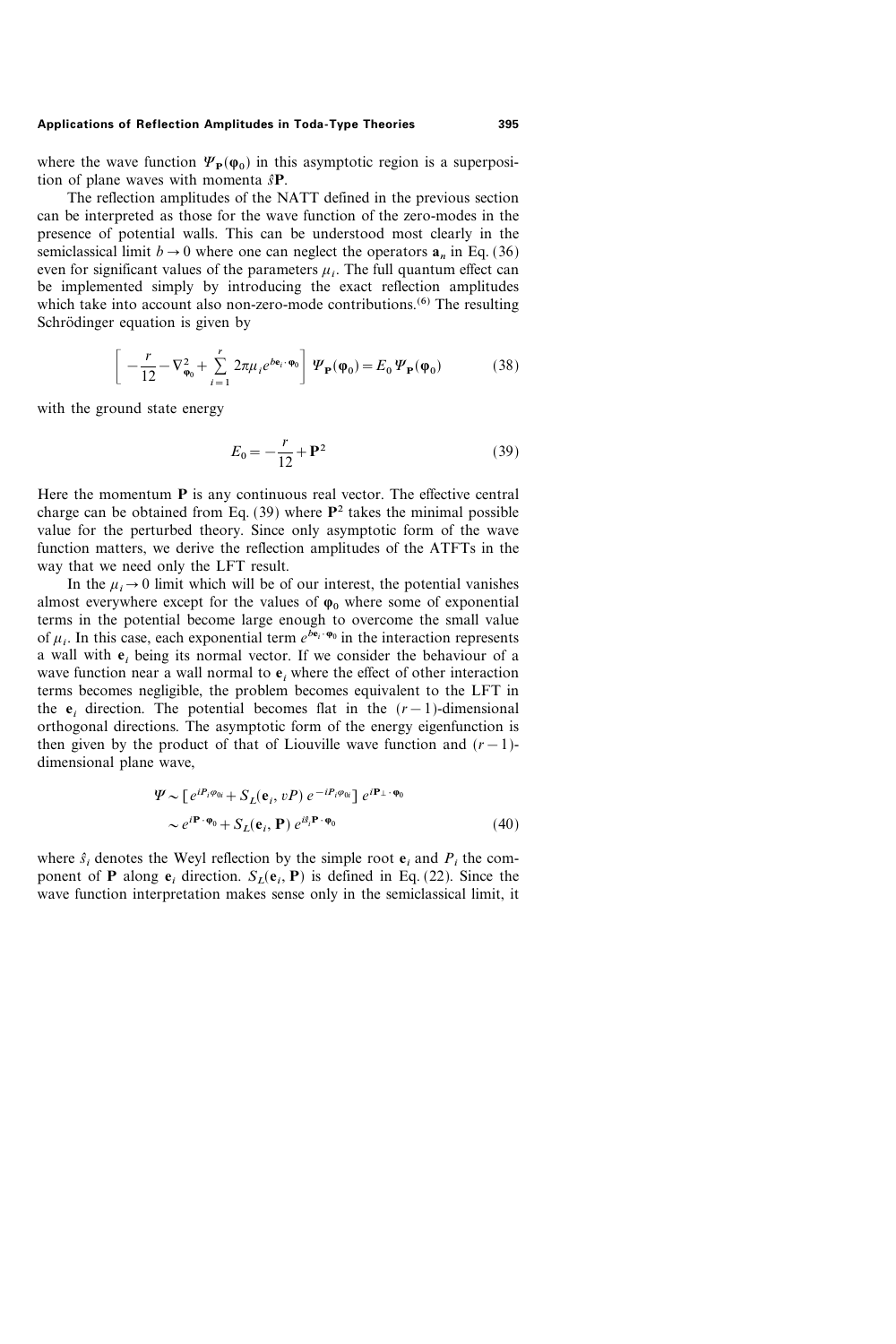where the wave function $\Psi_{\mathbf{P}}(\boldsymbol{\varphi}_0)$ in this asymptotic region is a superposition of plane waves with momenta $\hat{s}\mathbf{P}$.

The reflection amplitudes of the NATT defined in the previous section can be interpreted as those for the wave function of the zero-modes in the presence of potential walls. This can be understood most clearly in the semiclassical limit $b \to 0$ where one can neglect the operators $\mathbf{a}_n$ in Eq. (36) even for significant values of the parameters $\mu_i$. The full quantum effect can be implemented simply by introducing the exact reflection amplitudes which take into account also non-zero-mode contributions.(6) The resulting Schrödinger equation is given by

$$\left[ -\frac{r}{12} - \nabla^2_{\boldsymbol{\varphi}_0} + \sum_{i=1}^{r} 2\pi\mu_i e^{b\mathbf{e}_i \cdot \boldsymbol{\varphi}_0} \right] \Psi_{\mathbf{P}}(\boldsymbol{\varphi}_0) = E_0 \Psi_{\mathbf{P}}(\boldsymbol{\varphi}_0) \tag{38}$$

with the ground state energy

$$E_0 = -\frac{r}{12} + \mathbf{P}^2 \tag{39}$$

Here the momentum $\mathbf{P}$ is any continuous real vector. The effective central charge can be obtained from Eq. (39) where $\mathbf{P}^2$ takes the minimal possible value for the perturbed theory. Since only asymptotic form of the wave function matters, we derive the reflection amplitudes of the ATFTs in the way that we need only the LFT result.

In the $\mu_i \to 0$ limit which will be of our interest, the potential vanishes almost everywhere except for the values of $\boldsymbol{\varphi}_0$ where some of exponential terms in the potential become large enough to overcome the small value of $\mu_i$. In this case, each exponential term $e^{b\mathbf{e}_i \cdot \boldsymbol{\varphi}_0}$ in the interaction represents a wall with $\mathbf{e}_i$ being its normal vector. If we consider the behaviour of a wave function near a wall normal to $\mathbf{e}_i$ where the effect of other interaction terms becomes negligible, the problem becomes equivalent to the LFT in the $\mathbf{e}_i$ direction. The potential becomes flat in the $(r-1)$-dimensional orthogonal directions. The asymptotic form of the energy eigenfunction is then given by the product of that of Liouville wave function and $(r-1)$-dimensional plane wave,

$$\begin{aligned} \Psi &\sim \left[ e^{iP_i \varphi_{0i}} + S_L(\mathbf{e}_i, vP)\, e^{-iP_i \varphi_{0i}} \right] e^{i\mathbf{P}_\perp \cdot \boldsymbol{\varphi}_0} \\ &\sim e^{i\mathbf{P} \cdot \boldsymbol{\varphi}_0} + S_L(\mathbf{e}_i, \mathbf{P})\, e^{i\hat{s}_i \mathbf{P} \cdot \boldsymbol{\varphi}_0} \end{aligned} \tag{40}$$

where $\hat{s}_i$ denotes the Weyl reflection by the simple root $\mathbf{e}_i$ and $P_i$ the component of $\mathbf{P}$ along $\mathbf{e}_i$ direction. $S_L(\mathbf{e}_i, \mathbf{P})$ is defined in Eq. (22). Since the wave function interpretation makes sense only in the semiclassical limit, it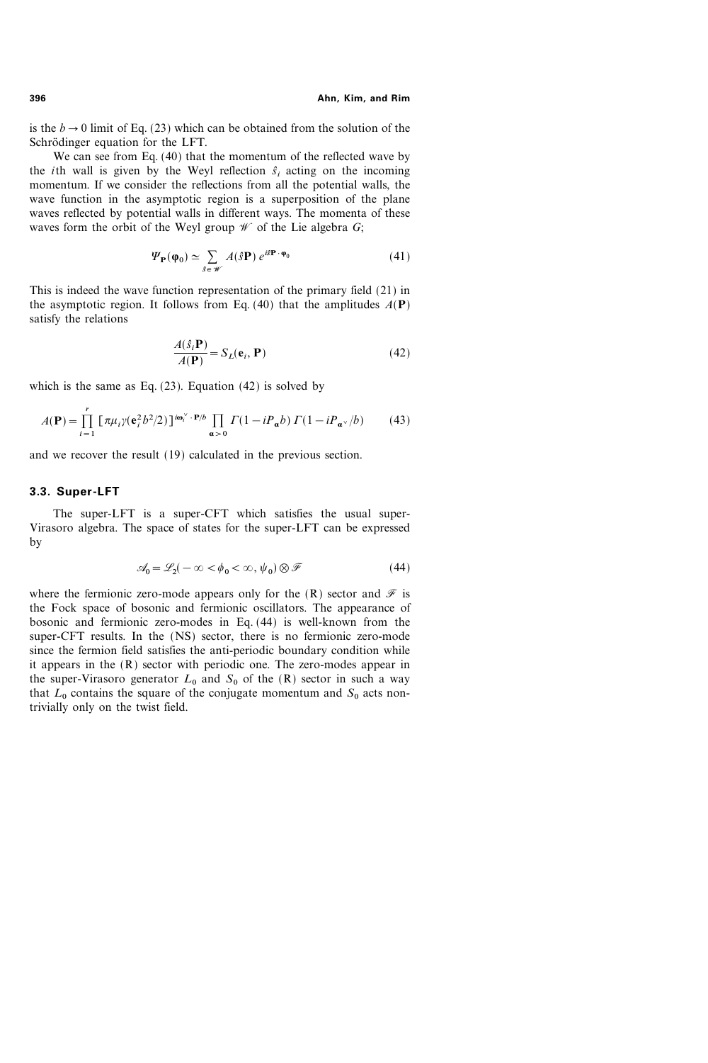is the $b \to 0$ limit of Eq. (23) which can be obtained from the solution of the Schrödinger equation for the LFT.

We can see from Eq. (40) that the momentum of the reflected wave by the $i$th wall is given by the Weyl reflection $\hat{s}_i$ acting on the incoming momentum. If we consider the reflections from all the potential walls, the wave function in the asymptotic region is a superposition of the plane waves reflected by potential walls in different ways. The momenta of these waves form the orbit of the Weyl group $\mathscr{W}$ of the Lie algebra $G$;

$$\Psi_{\mathbf{P}}(\boldsymbol{\varphi}_0) \simeq \sum_{\hat{s} \in \mathscr{W}} A(\hat{s}\mathbf{P})\, e^{i\hat{s}\mathbf{P} \cdot \boldsymbol{\varphi}_0} \tag{41}$$

This is indeed the wave function representation of the primary field (21) in the asymptotic region. It follows from Eq. (40) that the amplitudes $A(\mathbf{P})$ satisfy the relations

$$\frac{A(\hat{s}_i \mathbf{P})}{A(\mathbf{P})} = S_L(\mathbf{e}_i, \mathbf{P}) \tag{42}$$

which is the same as Eq. (23). Equation (42) is solved by

$$A(\mathbf{P}) = \prod_{i=1}^{r} \left[\pi \mu_i \gamma(\mathbf{e}_i^2 b^2/2)\right]^{i\boldsymbol{\omega}_i^\vee \cdot \mathbf{P}/b} \prod_{\boldsymbol{\alpha} > 0} \Gamma(1 - iP_{\boldsymbol{\alpha}} b)\, \Gamma(1 - iP_{\boldsymbol{\alpha}^\vee}/b) \tag{43}$$

and we recover the result (19) calculated in the previous section.

### 3.3. Super-LFT

The super-LFT is a super-CFT which satisfies the usual super-Virasoro algebra. The space of states for the super-LFT can be expressed by

$$\mathscr{A}_0 = \mathscr{L}_2(-\infty < \phi_0 < \infty, \psi_0) \otimes \mathscr{F} \tag{44}$$

where the fermionic zero-mode appears only for the (R) sector and $\mathscr{F}$ is the Fock space of bosonic and fermionic oscillators. The appearance of bosonic and fermionic zero-modes in Eq. (44) is well-known from the super-CFT results. In the (NS) sector, there is no fermionic zero-mode since the fermion field satisfies the anti-periodic boundary condition while it appears in the (R) sector with periodic one. The zero-modes appear in the super-Virasoro generator $L_0$ and $S_0$ of the (R) sector in such a way that $L_0$ contains the square of the conjugate momentum and $S_0$ acts non-trivially only on the twist field.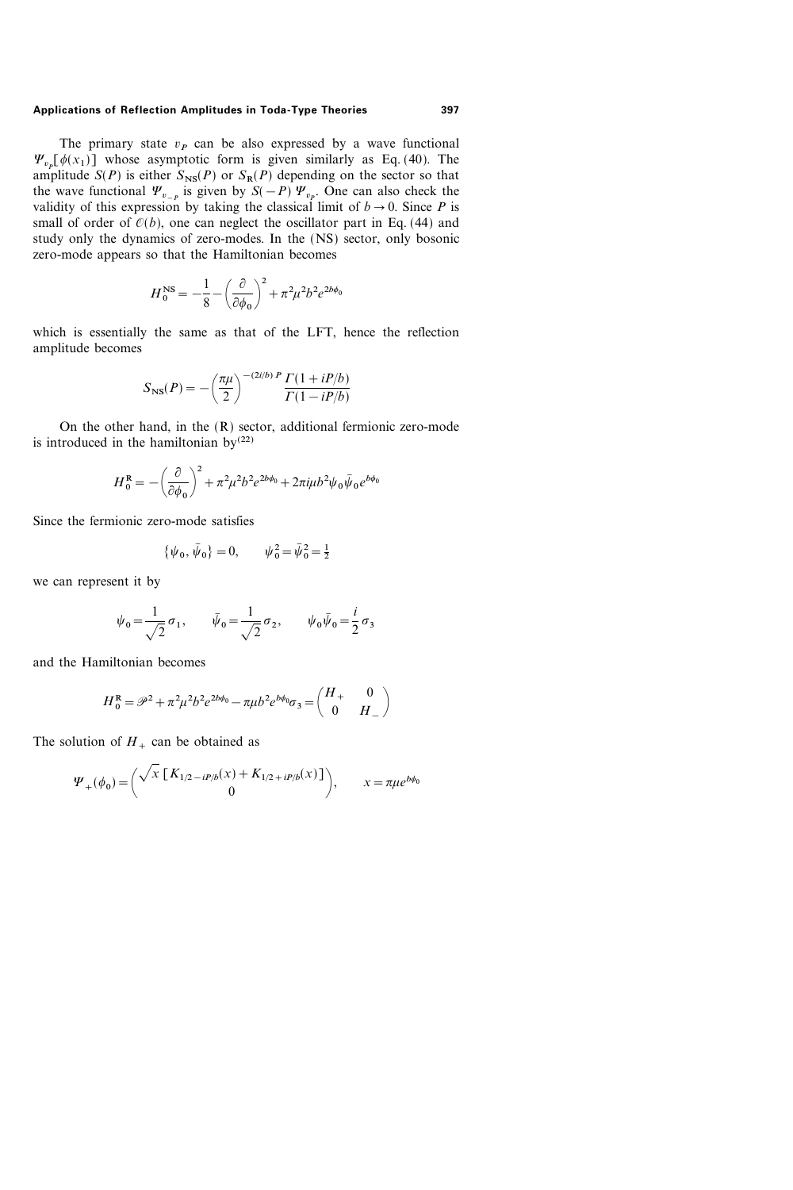The primary state $v_P$ can be also expressed by a wave functional $\Psi_{v_P}[\phi(x_1)]$ whose asymptotic form is given similarly as Eq. (40). The amplitude $S(P)$ is either $S_{\mathrm{NS}}(P)$ or $S_{\mathrm{R}}(P)$ depending on the sector so that the wave functional $\Psi_{v_{-P}}$ is given by $S(-P)\,\Psi_{v_P}$. One can also check the validity of this expression by taking the classical limit of $b \to 0$. Since $P$ is small of order of $\mathcal{O}(b)$, one can neglect the oscillator part in Eq. (44) and study only the dynamics of zero-modes. In the (NS) sector, only bosonic zero-mode appears so that the Hamiltonian becomes

$$H_0^{\mathrm{NS}} = -\frac{1}{8} - \left(\frac{\partial}{\partial \phi_0}\right)^2 + \pi^2 \mu^2 b^2 e^{2b\phi_0}$$

which is essentially the same as that of the LFT, hence the reflection amplitude becomes

$$S_{\mathrm{NS}}(P) = -\left(\frac{\pi\mu}{2}\right)^{-(2i/b)\,P} \frac{\Gamma(1+iP/b)}{\Gamma(1-iP/b)}$$

On the other hand, in the (R) sector, additional fermionic zero-mode is introduced in the hamiltonian by[22]

$$H_0^{\mathrm{R}} = -\left(\frac{\partial}{\partial \phi_0}\right)^2 + \pi^2 \mu^2 b^2 e^{2b\phi_0} + 2\pi i \mu b^2 \psi_0 \bar{\psi}_0 e^{b\phi_0}$$

Since the fermionic zero-mode satisfies

$$\{\psi_0, \bar{\psi}_0\} = 0, \qquad \psi_0^2 = \bar{\psi}_0^2 = \tfrac{1}{2}$$

we can represent it by

$$\psi_0 = \frac{1}{\sqrt{2}}\sigma_1, \qquad \bar{\psi}_0 = \frac{1}{\sqrt{2}}\sigma_2, \qquad \psi_0\bar{\psi}_0 = \frac{i}{2}\sigma_3$$

and the Hamiltonian becomes

$$H_0^{\mathrm{R}} = \mathscr{P}^2 + \pi^2\mu^2 b^2 e^{2b\phi_0} - \pi\mu b^2 e^{b\phi_0}\sigma_3 = \begin{pmatrix} H_+ & 0 \\ 0 & H_- \end{pmatrix}$$

The solution of $H_+$ can be obtained as

$$\Psi_+(\phi_0) = \begin{pmatrix} \sqrt{x}\,[K_{1/2-iP/b}(x) + K_{1/2+iP/b}(x)] \\ 0 \end{pmatrix}, \qquad x = \pi\mu e^{b\phi_0}$$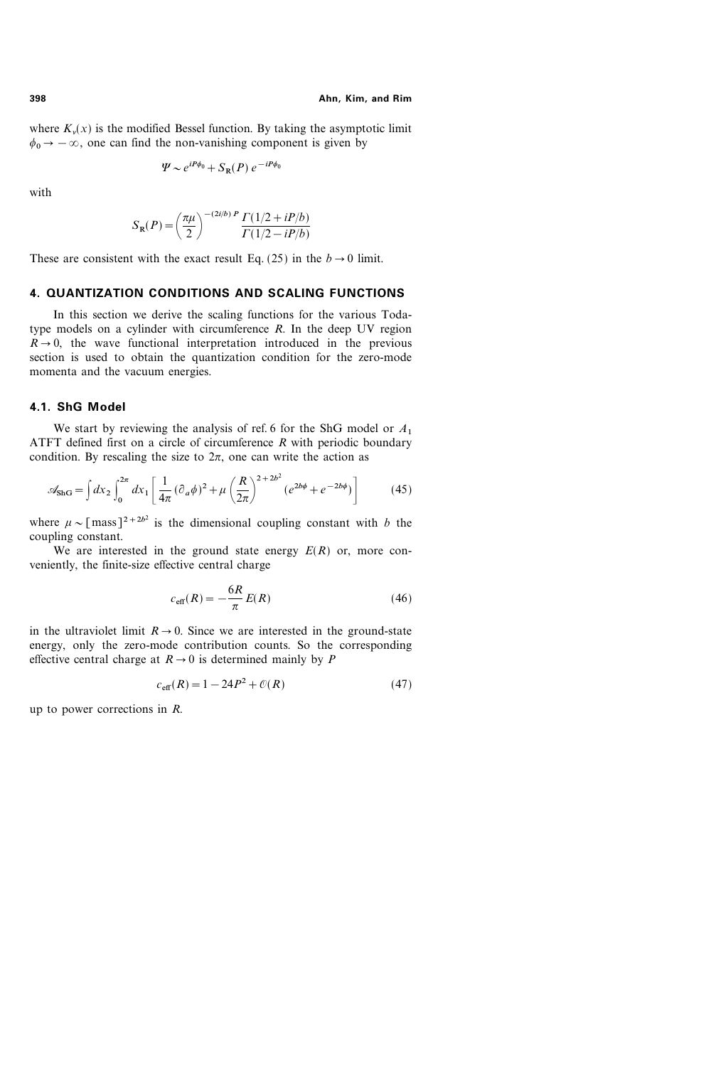where $K_\nu(x)$ is the modified Bessel function. By taking the asymptotic limit $\phi_0 \to -\infty$, one can find the non-vanishing component is given by

$$\Psi \sim e^{iP\phi_0} + S_{\mathrm{R}}(P)\, e^{-iP\phi_0}$$

with

$$S_{\mathrm{R}}(P) = \left(\frac{\pi\mu}{2}\right)^{-(2i/b)\,P} \frac{\Gamma(1/2 + iP/b)}{\Gamma(1/2 - iP/b)}$$

These are consistent with the exact result Eq. (25) in the $b \to 0$ limit.

## 4. QUANTIZATION CONDITIONS AND SCALING FUNCTIONS

In this section we derive the scaling functions for the various Toda-type models on a cylinder with circumference $R$. In the deep UV region $R \to 0$, the wave functional interpretation introduced in the previous section is used to obtain the quantization condition for the zero-mode momenta and the vacuum energies.

### 4.1. ShG Model

We start by reviewing the analysis of ref. 6 for the ShG model or $A_1$ ATFT defined first on a circle of circumference $R$ with periodic boundary condition. By rescaling the size to $2\pi$, one can write the action as

$$\mathscr{A}_{\mathrm{ShG}} = \int dx_2 \int_0^{2\pi} dx_1 \left[ \frac{1}{4\pi} (\partial_a \phi)^2 + \mu \left(\frac{R}{2\pi}\right)^{2+2b^2} (e^{2b\phi} + e^{-2b\phi}) \right] \tag{45}$$

where $\mu \sim [\mathrm{mass}]^{2+2b^2}$ is the dimensional coupling constant with $b$ the coupling constant.

We are interested in the ground state energy $E(R)$ or, more conveniently, the finite-size effective central charge

$$c_{\mathrm{eff}}(R) = -\frac{6R}{\pi} E(R) \tag{46}$$

in the ultraviolet limit $R \to 0$. Since we are interested in the ground-state energy, only the zero-mode contribution counts. So the corresponding effective central charge at $R \to 0$ is determined mainly by $P$

$$c_{\mathrm{eff}}(R) = 1 - 24P^2 + \mathcal{O}(R) \tag{47}$$

up to power corrections in $R$.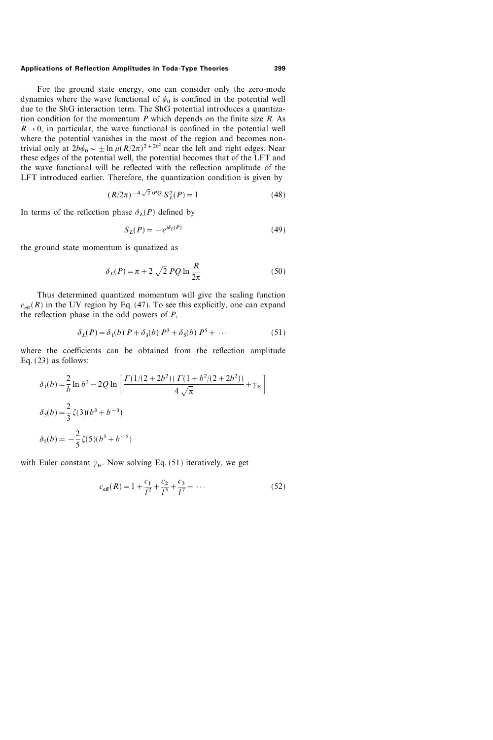For the ground state energy, one can consider only the zero-mode dynamics where the wave functional of $\phi_0$ is confined in the potential well due to the ShG interaction term. The ShG potential introduces a quantization condition for the momentum $P$ which depends on the finite size $R$. As $R \to 0$, in particular, the wave functional is confined in the potential well where the potential vanishes in the most of the region and becomes non-trivial only at $2b\phi_0 \sim \pm \ln \mu (R/2\pi)^{2+2b^2}$ near the left and right edges. Near these edges of the potential well, the potential becomes that of the LFT and the wave functional will be reflected with the reflection amplitude of the LFT introduced earlier. Therefore, the quantization condition is given by

$$(R/2\pi)^{-4\sqrt{2}\,iPQ}\, S_L^2(P) = 1 \tag{48}$$

In terms of the reflection phase $\delta_L(P)$ defined by

$$S_L(P) = -e^{i\delta_L(P)} \tag{49}$$

the ground state momentum is qunatized as

$$\delta_L(P) = \pi + 2\sqrt{2}\, PQ \ln \frac{R}{2\pi} \tag{50}$$

Thus determined quantized momentum will give the scaling function $c_{\text{eff}}(R)$ in the UV region by Eq. (47). To see this explicitly, one can expand the reflection phase in the odd powers of $P$,

$$\delta_L(P) = \delta_1(b)\, P + \delta_3(b)\, P^3 + \delta_5(b)\, P^5 + \cdots \tag{51}$$

where the coefficients can be obtained from the reflection amplitude Eq. (23) as follows:

$$\delta_1(b) = \frac{2}{b} \ln b^2 - 2Q \ln \left[ \frac{\Gamma(1/(2+2b^2))\, \Gamma(1 + b^2/(2+2b^2))}{4\sqrt{\pi}} + \gamma_{\text{E}} \right]$$

$$\delta_3(b) = \frac{2}{3} \zeta(3)(b^3 + b^{-3})$$

$$\delta_5(b) = -\frac{2}{5} \zeta(5)(b^5 + b^{-5})$$

with Euler constant $\gamma_{\text{E}}$. Now solving Eq. (51) iteratively, we get

$$c_{\text{eff}}(R) = 1 + \frac{c_1}{l^2} + \frac{c_2}{l^5} + \frac{c_3}{l^7} + \cdots \tag{52}$$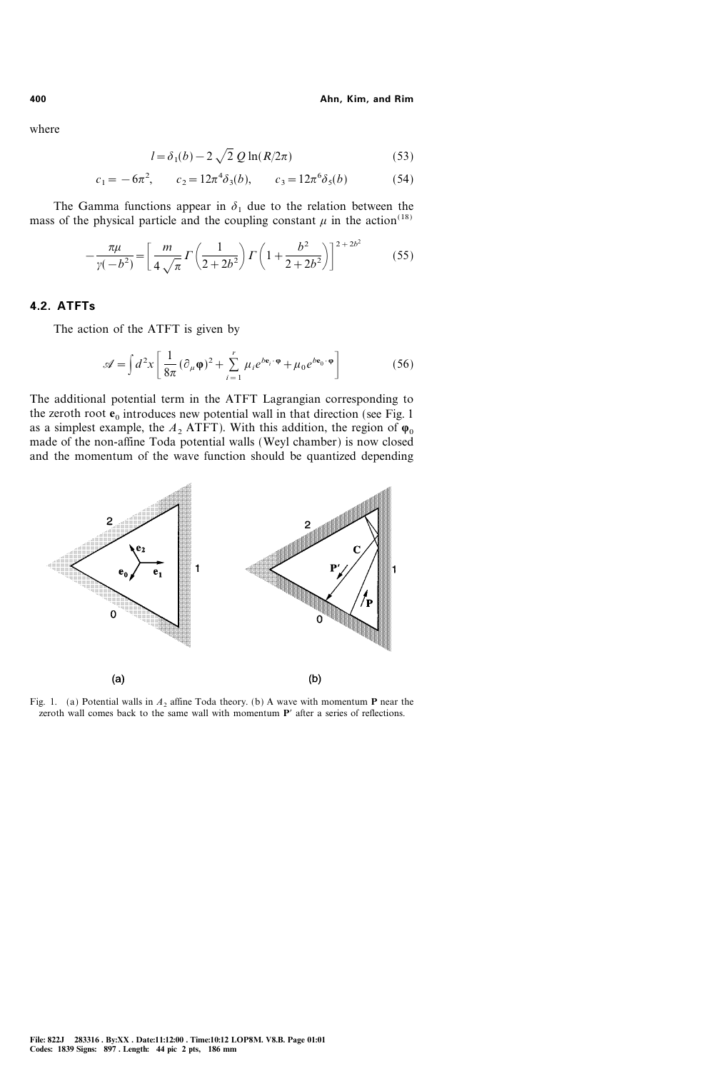where

$$l = \delta_1(b) - 2\sqrt{2}\, Q \ln(R/2\pi) \tag{53}$$

$$c_1 = -6\pi^2, \qquad c_2 = 12\pi^4 \delta_3(b), \qquad c_3 = 12\pi^6 \delta_5(b) \tag{54}$$

The Gamma functions appear in $\delta_1$ due to the relation between the mass of the physical particle and the coupling constant $\mu$ in the action[18]

$$-\frac{\pi\mu}{\gamma(-b^2)} = \left[\frac{m}{4\sqrt{\pi}}\, \Gamma\left(\frac{1}{2+2b^2}\right) \Gamma\left(1+\frac{b^2}{2+2b^2}\right)\right]^{2+2b^2} \tag{55}$$

### 4.2. ATFTs

The action of the ATFT is given by

$$\mathscr{A} = \int d^2x \left[\frac{1}{8\pi}(\partial_\mu \boldsymbol{\varphi})^2 + \sum_{i=1}^{r} \mu_i e^{b\mathbf{e}_i \cdot \boldsymbol{\varphi}} + \mu_0 e^{b\mathbf{e}_0 \cdot \boldsymbol{\varphi}}\right] \tag{56}$$

The additional potential term in the ATFT Lagrangian corresponding to the zeroth root $\mathbf{e}_0$ introduces new potential wall in that direction (see Fig. 1 as a simplest example, the $A_2$ ATFT). With this addition, the region of $\boldsymbol{\varphi}_0$ made of the non-affine Toda potential walls (Weyl chamber) is now closed and the momentum of the wave function should be quantized depending

Fig. 1. (a) Potential walls in $A_2$ affine Toda theory. (b) A wave with momentum $\mathbf{P}$ near the zeroth wall comes back to the same wall with momentum $\mathbf{P}'$ after a series of reflections.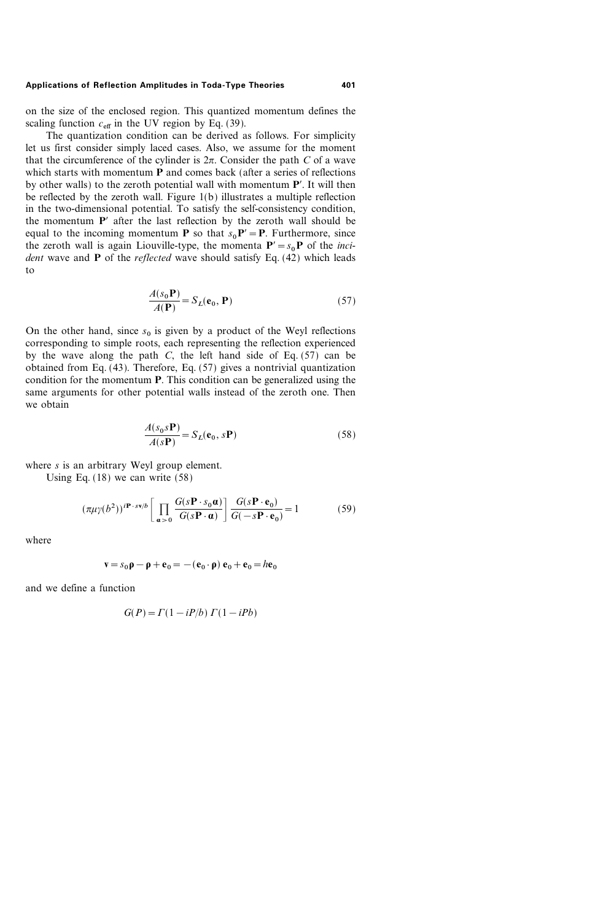on the size of the enclosed region. This quantized momentum defines the scaling function $c_{\text{eff}}$ in the UV region by Eq. (39).

The quantization condition can be derived as follows. For simplicity let us first consider simply laced cases. Also, we assume for the moment that the circumference of the cylinder is $2\pi$. Consider the path $C$ of a wave which starts with momentum $\mathbf{P}$ and comes back (after a series of reflections by other walls) to the zeroth potential wall with momentum $\mathbf{P}'$. It will then be reflected by the zeroth wall. Figure 1(b) illustrates a multiple reflection in the two-dimensional potential. To satisfy the self-consistency condition, the momentum $\mathbf{P}'$ after the last reflection by the zeroth wall should be equal to the incoming momentum $\mathbf{P}$ so that $s_0 \mathbf{P}' = \mathbf{P}$. Furthermore, since the zeroth wall is again Liouville-type, the momenta $\mathbf{P}' = s_0 \mathbf{P}$ of the *incident* wave and $\mathbf{P}$ of the *reflected* wave should satisfy Eq. (42) which leads to

$$\frac{A(s_0 \mathbf{P})}{A(\mathbf{P})} = S_L(\mathbf{e}_0, \mathbf{P}) \tag{57}$$

On the other hand, since $s_0$ is given by a product of the Weyl reflections corresponding to simple roots, each representing the reflection experienced by the wave along the path $C$, the left hand side of Eq. (57) can be obtained from Eq. (43). Therefore, Eq. (57) gives a nontrivial quantization condition for the momentum $\mathbf{P}$. This condition can be generalized using the same arguments for other potential walls instead of the zeroth one. Then we obtain

$$\frac{A(s_0 s \mathbf{P})}{A(s \mathbf{P})} = S_L(\mathbf{e}_0, s\mathbf{P}) \tag{58}$$

where $s$ is an arbitrary Weyl group element.

Using Eq. (18) we can write (58)

$$(\pi \mu \gamma(b^2))^{i\mathbf{P} \cdot s\mathbf{v}/b} \left[ \prod_{\boldsymbol{\alpha} > 0} \frac{G(s\mathbf{P} \cdot s_0 \boldsymbol{\alpha})}{G(s\mathbf{P} \cdot \boldsymbol{\alpha})} \right] \frac{G(s\mathbf{P} \cdot \mathbf{e}_0)}{G(-s\mathbf{P} \cdot \mathbf{e}_0)} = 1 \tag{59}$$

where

$$\mathbf{v} = s_0 \boldsymbol{\rho} - \boldsymbol{\rho} + \mathbf{e}_0 = -(\mathbf{e}_0 \cdot \boldsymbol{\rho})\, \mathbf{e}_0 + \mathbf{e}_0 = h \mathbf{e}_0$$

and we define a function

$$G(P) = \Gamma(1 - iP/b)\, \Gamma(1 - iPb)$$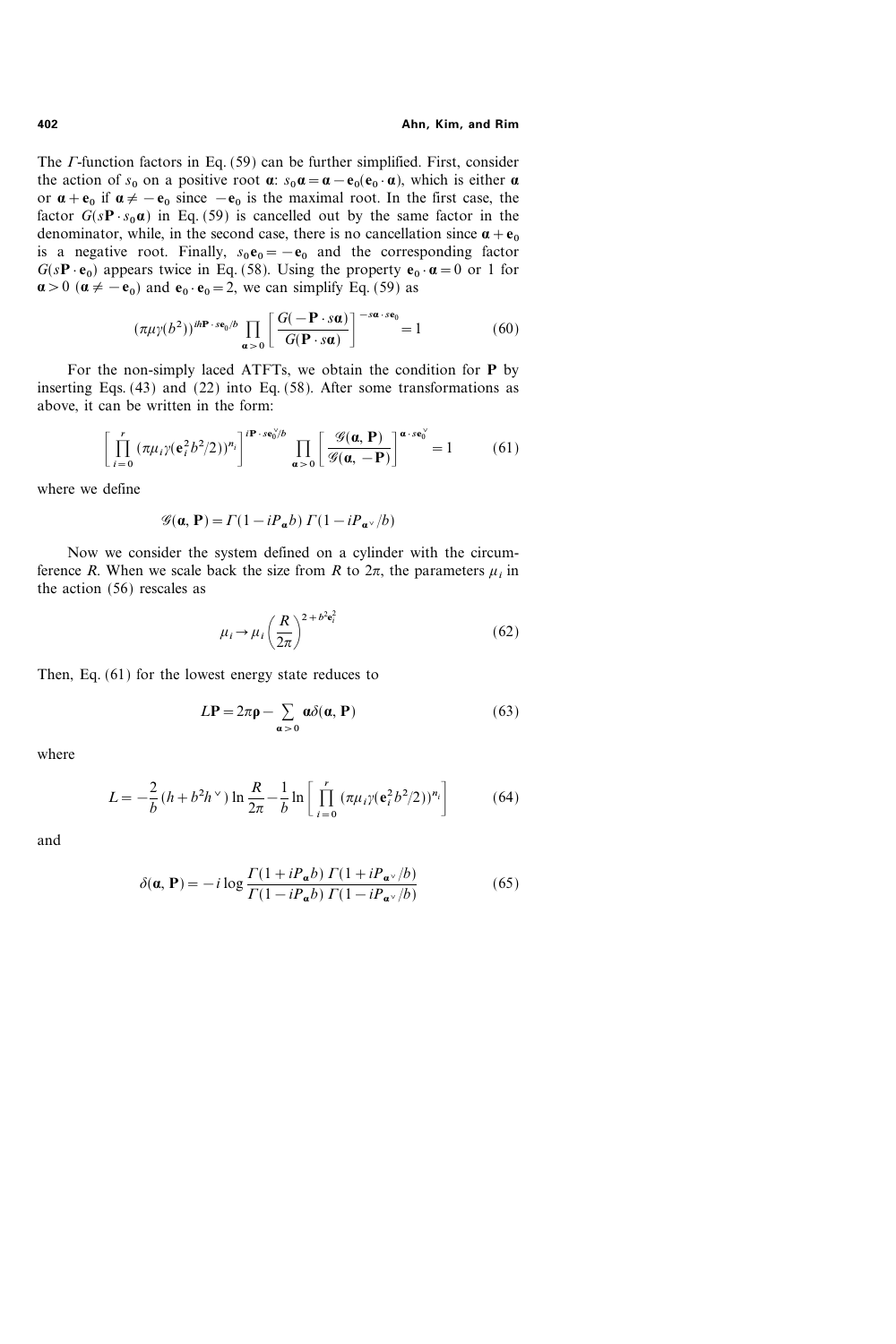The $\Gamma$-function factors in Eq. (59) can be further simplified. First, consider the action of $s_0$ on a positive root $\boldsymbol{\alpha}$: $s_0 \boldsymbol{\alpha} = \boldsymbol{\alpha} - \mathbf{e}_0(\mathbf{e}_0 \cdot \boldsymbol{\alpha})$, which is either $\boldsymbol{\alpha}$ or $\boldsymbol{\alpha} + \mathbf{e}_0$ if $\boldsymbol{\alpha} \neq -\mathbf{e}_0$ since $-\mathbf{e}_0$ is the maximal root. In the first case, the factor $G(s\mathbf{P} \cdot s_0 \boldsymbol{\alpha})$ is cancelled out by the same factor in the denominator, while, in the second case, there is no cancellation since $\boldsymbol{\alpha} + \mathbf{e}_0$ is a negative root. Finally, $s_0 \mathbf{e}_0 = -\mathbf{e}_0$ and the corresponding factor $G(s\mathbf{P} \cdot \mathbf{e}_0)$ appears twice in Eq. (58). Using the property $\mathbf{e}_0 \cdot \boldsymbol{\alpha} = 0$ or 1 for $\boldsymbol{\alpha} > 0$ ($\boldsymbol{\alpha} \neq -\mathbf{e}_0$) and $\mathbf{e}_0 \cdot \mathbf{e}_0 = 2$, we can simplify Eq. (59) as

$$(\pi \mu \gamma(b^2))^{ih\mathbf{P} \cdot s\mathbf{e}_0 / b} \prod_{\boldsymbol{\alpha} > 0} \left[ \frac{G(-\mathbf{P} \cdot s\boldsymbol{\alpha})}{G(\mathbf{P} \cdot s\boldsymbol{\alpha})} \right]^{-s\boldsymbol{\alpha} \cdot s\mathbf{e}_0} = 1 \tag{60}$$

For the non-simply laced ATFTs, we obtain the condition for $\mathbf{P}$ by inserting Eqs. (43) and (22) into Eq. (58). After some transformations as above, it can be written in the form:

$$\left[ \prod_{i=0}^{r} (\pi \mu_i \gamma(\mathbf{e}_i^2 b^2 / 2))^{n_i} \right]^{i\mathbf{P} \cdot s\mathbf{e}_0^\vee / b} \prod_{\boldsymbol{\alpha} > 0} \left[ \frac{\mathscr{G}(\boldsymbol{\alpha}, \mathbf{P})}{\mathscr{G}(\boldsymbol{\alpha}, -\mathbf{P})} \right]^{\boldsymbol{\alpha} \cdot s\mathbf{e}_0^\vee} = 1 \tag{61}$$

where we define

$$\mathscr{G}(\boldsymbol{\alpha}, \mathbf{P}) = \Gamma(1 - iP_{\boldsymbol{\alpha}} b)\, \Gamma(1 - iP_{\boldsymbol{\alpha}^\vee} / b)$$

Now we consider the system defined on a cylinder with the circumference $R$. When we scale back the size from $R$ to $2\pi$, the parameters $\mu_i$ in the action (56) rescales as

$$\mu_i \to \mu_i \left( \frac{R}{2\pi} \right)^{2 + b^2 \mathbf{e}_i^2} \tag{62}$$

Then, Eq. (61) for the lowest energy state reduces to

$$L\mathbf{P} = 2\pi \boldsymbol{\rho} - \sum_{\boldsymbol{\alpha} > 0} \boldsymbol{\alpha} \delta(\boldsymbol{\alpha}, \mathbf{P}) \tag{63}$$

where

$$L = -\frac{2}{b}(h + b^2 h^\vee) \ln \frac{R}{2\pi} - \frac{1}{b} \ln \left[ \prod_{i=0}^{r} (\pi \mu_i \gamma(\mathbf{e}_i^2 b^2 / 2))^{n_i} \right] \tag{64}$$

and

$$\delta(\boldsymbol{\alpha}, \mathbf{P}) = -i \log \frac{\Gamma(1 + iP_{\boldsymbol{\alpha}} b)\, \Gamma(1 + iP_{\boldsymbol{\alpha}^\vee} / b)}{\Gamma(1 - iP_{\boldsymbol{\alpha}} b)\, \Gamma(1 - iP_{\boldsymbol{\alpha}^\vee} / b)} \tag{65}$$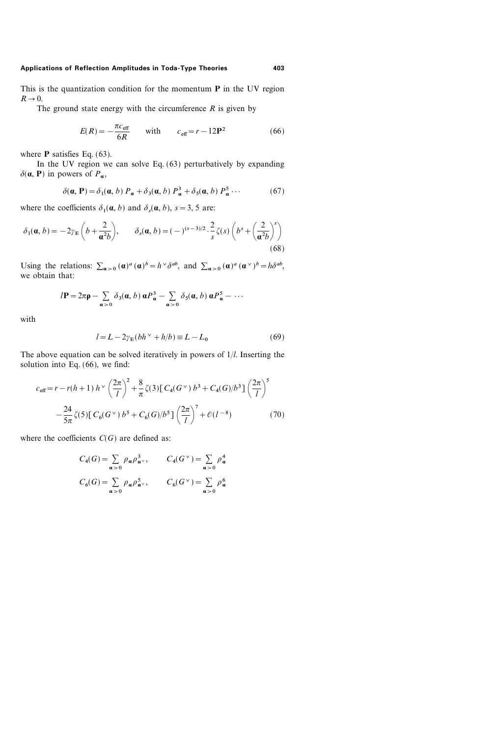This is the quantization condition for the momentum $\mathbf{P}$ in the UV region $R \to 0$.

The ground state energy with the circumference $R$ is given by

$$E(R) = -\frac{\pi c_{\text{eff}}}{6R} \qquad \text{with} \qquad c_{\text{eff}} = r - 12\mathbf{P}^2 \tag{66}$$

where $\mathbf{P}$ satisfies Eq. (63).

In the UV region we can solve Eq. (63) perturbatively by expanding $\delta(\boldsymbol{\alpha}, \mathbf{P})$ in powers of $P_{\boldsymbol{\alpha}}$,

$$\delta(\boldsymbol{\alpha}, \mathbf{P}) = \delta_1(\boldsymbol{\alpha}, b)\, P_{\boldsymbol{\alpha}} + \delta_3(\boldsymbol{\alpha}, b)\, P_{\boldsymbol{\alpha}}^3 + \delta_5(\boldsymbol{\alpha}, b)\, P_{\boldsymbol{\alpha}}^5 \cdots \tag{67}$$

where the coefficients $\delta_1(\boldsymbol{\alpha}, b)$ and $\delta_s(\boldsymbol{\alpha}, b)$, $s = 3, 5$ are:

$$\delta_1(\boldsymbol{\alpha}, b) = -2\gamma_{\text{E}}\left(b + \frac{2}{\boldsymbol{\alpha}^2 b}\right), \qquad \delta_s(\boldsymbol{\alpha}, b) = (-)^{(s-3)/2} \cdot \frac{2}{s}\zeta(s)\left(b^s + \left(\frac{2}{\boldsymbol{\alpha}^2 b}\right)^s\right) \tag{68}$$

Using the relations: $\sum_{\boldsymbol{\alpha}>0} (\boldsymbol{\alpha})^a\, (\boldsymbol{\alpha})^b = h^\vee \delta^{ab}$, and $\sum_{\boldsymbol{\alpha}>0} (\boldsymbol{\alpha})^a\, (\boldsymbol{\alpha}^\vee)^b = h\delta^{ab}$, we obtain that:

$$l\mathbf{P} = 2\pi\boldsymbol{\rho} - \sum_{\boldsymbol{\alpha}>0} \delta_3(\boldsymbol{\alpha}, b)\, \boldsymbol{\alpha} P_{\boldsymbol{\alpha}}^3 - \sum_{\boldsymbol{\alpha}>0} \delta_5(\boldsymbol{\alpha}, b)\, \boldsymbol{\alpha} P_{\boldsymbol{\alpha}}^5 - \cdots$$

with

$$l = L - 2\gamma_{\text{E}}(bh^\vee + h/b) \equiv L - L_0 \tag{69}$$

The above equation can be solved iteratively in powers of $1/l$. Inserting the solution into Eq. (66), we find:

$$c_{\text{eff}} = r - r(h+1)\, h^\vee \left(\frac{2\pi}{l}\right)^2 + \frac{8}{\pi}\zeta(3)\left[C_4(G^\vee)\, b^3 + C_4(G)/b^3\right]\left(\frac{2\pi}{l}\right)^5$$
$$- \frac{24}{5\pi}\zeta(5)\left[C_6(G^\vee)\, b^5 + C_6(G)/b^5\right]\left(\frac{2\pi}{l}\right)^7 + \mathcal{O}(l^{-8}) \tag{70}$$

where the coefficients $C(G)$ are defined as:

$$C_4(G) = \sum_{\boldsymbol{\alpha}>0} \rho_{\boldsymbol{\alpha}} \rho_{\boldsymbol{\alpha}^\vee}^3, \qquad C_4(G^\vee) = \sum_{\boldsymbol{\alpha}>0} \rho_{\boldsymbol{\alpha}}^4$$

$$C_6(G) = \sum_{\boldsymbol{\alpha}>0} \rho_{\boldsymbol{\alpha}} \rho_{\boldsymbol{\alpha}^\vee}^5, \qquad C_6(G^\vee) = \sum_{\boldsymbol{\alpha}>0} \rho_{\boldsymbol{\alpha}}^6$$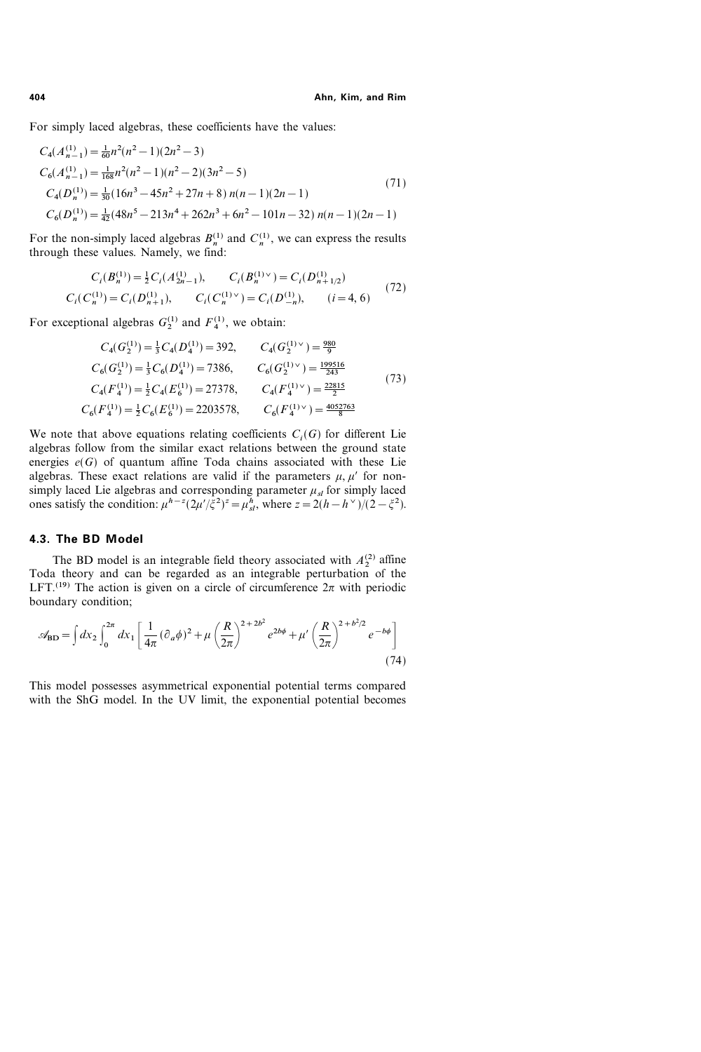For simply laced algebras, these coefficients have the values:

$$
\begin{aligned}
C_4(A_{n-1}^{(1)}) &= \tfrac{1}{60} n^2 (n^2-1)(2n^2-3) \\
C_6(A_{n-1}^{(1)}) &= \tfrac{1}{168} n^2 (n^2-1)(n^2-2)(3n^2-5) \\
C_4(D_n^{(1)}) &= \tfrac{1}{30}(16n^3 - 45n^2 + 27n + 8)\, n(n-1)(2n-1) \\
C_6(D_n^{(1)}) &= \tfrac{1}{42}(48n^5 - 213n^4 + 262n^3 + 6n^2 - 101n - 32)\, n(n-1)(2n-1)
\end{aligned}
\tag{71}
$$

For the non-simply laced algebras $B_n^{(1)}$ and $C_n^{(1)}$, we can express the results through these values. Namely, we find:

$$
\begin{aligned}
C_i(B_n^{(1)}) &= \tfrac{1}{2} C_i(A_{2n-1}^{(1)}), \qquad C_i(B_n^{(1)\vee}) = C_i(D_{n+1/2}^{(1)}) \\
C_i(C_n^{(1)}) &= C_i(D_{n+1}^{(1)}), \qquad C_i(C_n^{(1)\vee}) = C_i(D_{-n}^{(1)}), \qquad (i=4,6)
\end{aligned}
\tag{72}
$$

For exceptional algebras $G_2^{(1)}$ and $F_4^{(1)}$, we obtain:

$$
\begin{aligned}
C_4(G_2^{(1)}) &= \tfrac{1}{3} C_4(D_4^{(1)}) = 392, \qquad C_4(G_2^{(1)\vee}) = \tfrac{980}{9} \\
C_6(G_2^{(1)}) &= \tfrac{1}{3} C_6(D_4^{(1)}) = 7386, \qquad C_6(G_2^{(1)\vee}) = \tfrac{199516}{243} \\
C_4(F_4^{(1)}) &= \tfrac{1}{2} C_4(E_6^{(1)}) = 27378, \qquad C_4(F_4^{(1)\vee}) = \tfrac{22815}{2} \\
C_6(F_4^{(1)}) &= \tfrac{1}{2} C_6(E_6^{(1)}) = 2203578, \qquad C_6(F_4^{(1)\vee}) = \tfrac{4052763}{8}
\end{aligned}
\tag{73}
$$

We note that above equations relating coefficients $C_i(G)$ for different Lie algebras follow from the similar exact relations between the ground state energies $e(G)$ of quantum affine Toda chains associated with these Lie algebras. These exact relations are valid if the parameters $\mu, \mu'$ for non-simply laced Lie algebras and corresponding parameter $\mu_{sl}$ for simply laced ones satisfy the condition: $\mu^{h-z}(2\mu'/\xi^2)^z = \mu_{sl}^h$, where $z = 2(h-h^\vee)/(2-\xi^2)$.

### 4.3. The BD Model

The BD model is an integrable field theory associated with $A_2^{(2)}$ affine Toda theory and can be regarded as an integrable perturbation of the LFT.[19] The action is given on a circle of circumference $2\pi$ with periodic boundary condition;

$$
\mathcal{A}_{\text{BD}} = \int dx_2 \int_0^{2\pi} dx_1 \left[ \frac{1}{4\pi} (\partial_a \phi)^2 + \mu \left(\frac{R}{2\pi}\right)^{2+2b^2} e^{2b\phi} + \mu' \left(\frac{R}{2\pi}\right)^{2+b^2/2} e^{-b\phi} \right]
\tag{74}
$$

This model possesses asymmetrical exponential potential terms compared with the ShG model. In the UV limit, the exponential potential becomes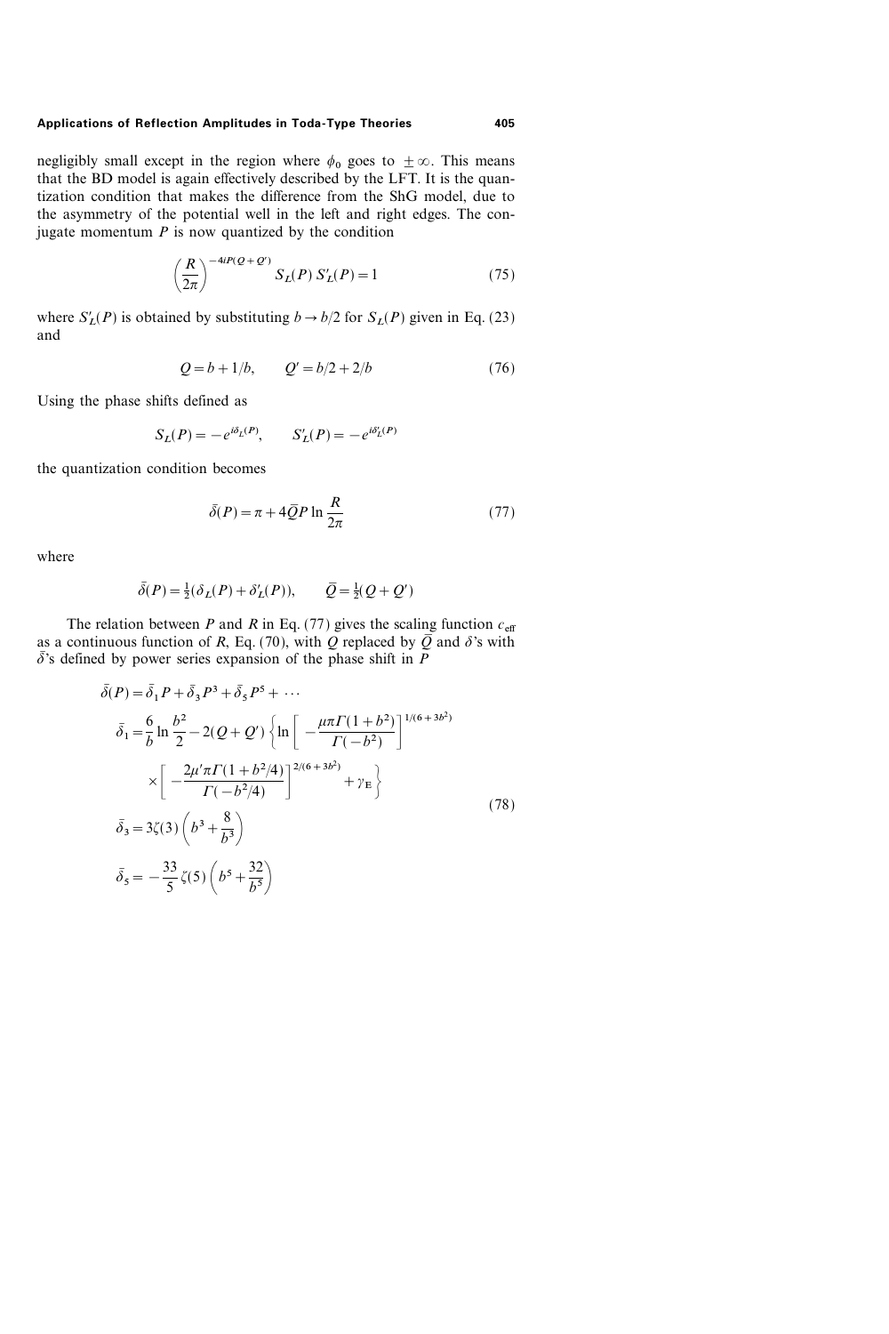negligibly small except in the region where $\phi_0$ goes to $\pm\infty$. This means that the BD model is again effectively described by the LFT. It is the quantization condition that makes the difference from the ShG model, due to the asymmetry of the potential well in the left and right edges. The conjugate momentum $P$ is now quantized by the condition

$$\left(\frac{R}{2\pi}\right)^{-4iP(Q+Q')} S_L(P)\, S'_L(P) = 1 \tag{75}$$

where $S'_L(P)$ is obtained by substituting $b \to b/2$ for $S_L(P)$ given in Eq. (23) and

$$Q = b + 1/b, \qquad Q' = b/2 + 2/b \tag{76}$$

Using the phase shifts defined as

$$S_L(P) = -e^{i\delta_L(P)}, \qquad S'_L(P) = -e^{i\delta'_L(P)}$$

the quantization condition becomes

$$\bar{\delta}(P) = \pi + 4\bar{Q}P \ln\frac{R}{2\pi} \tag{77}$$

where

$$\bar{\delta}(P) = \tfrac{1}{2}(\delta_L(P) + \delta'_L(P)), \qquad \bar{Q} = \tfrac{1}{2}(Q + Q')$$

The relation between $P$ and $R$ in Eq. (77) gives the scaling function $c_{\text{eff}}$ as a continuous function of $R$, Eq. (70), with $Q$ replaced by $\bar{Q}$ and $\delta$'s with $\bar{\delta}$'s defined by power series expansion of the phase shift in $P$

$$\begin{aligned}
\bar{\delta}(P) &= \bar{\delta}_1 P + \bar{\delta}_3 P^3 + \bar{\delta}_5 P^5 + \cdots \\
\bar{\delta}_1 &= \frac{6}{b}\ln\frac{b^2}{2} - 2(Q+Q')\left\{\ln\left[-\frac{\mu\pi\Gamma(1+b^2)}{\Gamma(-b^2)}\right]^{1/(6+3b^2)}\right. \\
&\quad \times \left.\left[-\frac{2\mu'\pi\Gamma(1+b^2/4)}{\Gamma(-b^2/4)}\right]^{2/(6+3b^2)} + \gamma_{\text{E}}\right\} \\
\bar{\delta}_3 &= 3\zeta(3)\left(b^3 + \frac{8}{b^3}\right) \\
\bar{\delta}_5 &= -\frac{33}{5}\zeta(5)\left(b^5 + \frac{32}{b^5}\right)
\end{aligned} \tag{78}$$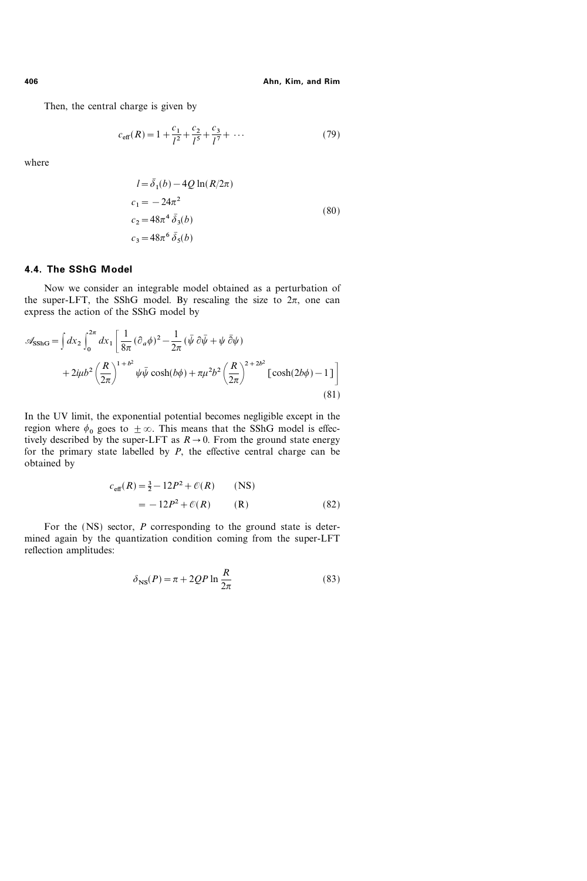Then, the central charge is given by

$$c_{\text{eff}}(R) = 1 + \frac{c_1}{l^2} + \frac{c_2}{l^5} + \frac{c_3}{l^7} + \cdots \tag{79}$$

where

$$\begin{aligned}
l &= \bar{\delta}_1(b) - 4Q \ln(R/2\pi) \\
c_1 &= -24\pi^2 \\
c_2 &= 48\pi^4 \, \bar{\delta}_3(b) \\
c_3 &= 48\pi^6 \, \bar{\delta}_5(b)
\end{aligned} \tag{80}$$

### 4.4. The SShG Model

Now we consider an integrable model obtained as a perturbation of the super-LFT, the SShG model. By rescaling the size to $2\pi$, one can express the action of the SShG model by

$$\begin{aligned}
\mathscr{A}_{\text{SShG}} = \int dx_2 \int_0^{2\pi} dx_1 \bigg[ & \frac{1}{8\pi} (\partial_a \phi)^2 - \frac{1}{2\pi} (\bar{\psi} \, \partial \bar{\psi} + \psi \, \bar{\partial} \psi) \\
& + 2i\mu b^2 \left( \frac{R}{2\pi} \right)^{1+b^2} \psi \bar{\psi} \cosh(b\phi) + \pi \mu^2 b^2 \left( \frac{R}{2\pi} \right)^{2+2b^2} [\cosh(2b\phi) - 1] \bigg]
\end{aligned} \tag{81}$$

In the UV limit, the exponential potential becomes negligible except in the region where $\phi_0$ goes to $\pm\infty$. This means that the SShG model is effectively described by the super-LFT as $R \to 0$. From the ground state energy for the primary state labelled by $P$, the effective central charge can be obtained by

$$\begin{aligned}
c_{\text{eff}}(R) &= \tfrac{3}{2} - 12P^2 + \mathcal{O}(R) \qquad (\text{NS}) \\
&= -12P^2 + \mathcal{O}(R) \qquad (\text{R})
\end{aligned} \tag{82}$$

For the (NS) sector, $P$ corresponding to the ground state is determined again by the quantization condition coming from the super-LFT reflection amplitudes:

$$\delta_{\text{NS}}(P) = \pi + 2QP \ln \frac{R}{2\pi} \tag{83}$$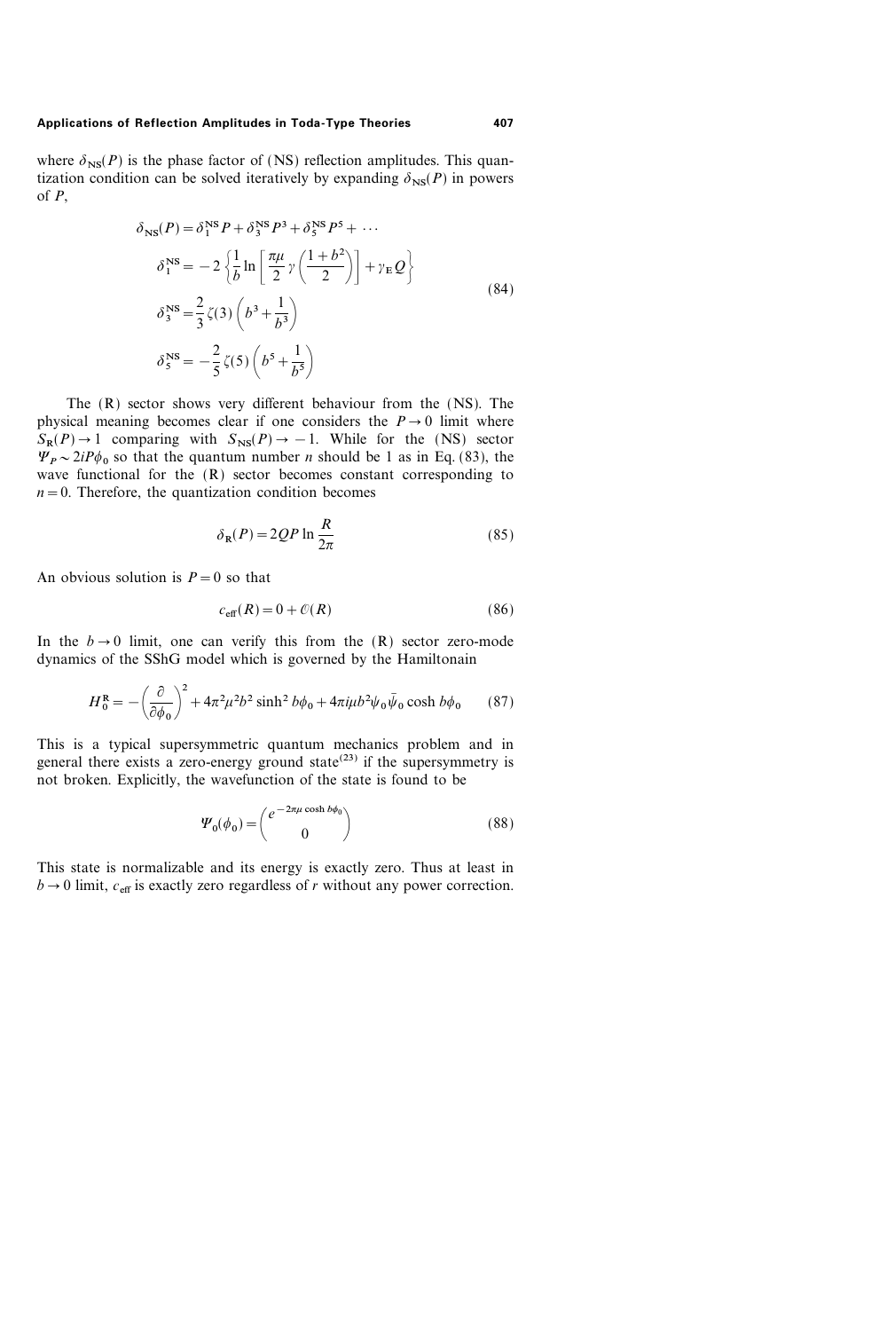where $\delta_{\rm NS}(P)$ is the phase factor of (NS) reflection amplitudes. This quantization condition can be solved iteratively by expanding $\delta_{\rm NS}(P)$ in powers of $P$,

$$
\begin{aligned}
\delta_{\rm NS}(P) &= \delta_1^{\rm NS} P + \delta_3^{\rm NS} P^3 + \delta_5^{\rm NS} P^5 + \cdots \\
\delta_1^{\rm NS} &= -2\left\{\frac{1}{b}\ln\left[\frac{\pi\mu}{2}\gamma\left(\frac{1+b^2}{2}\right)\right] + \gamma_{\rm E} Q\right\} \\
\delta_3^{\rm NS} &= \frac{2}{3}\zeta(3)\left(b^3 + \frac{1}{b^3}\right) \\
\delta_5^{\rm NS} &= -\frac{2}{5}\zeta(5)\left(b^5 + \frac{1}{b^5}\right)
\end{aligned}
\tag{84}
$$

The (R) sector shows very different behaviour from the (NS). The physical meaning becomes clear if one considers the $P \to 0$ limit where $S_{\rm R}(P) \to 1$ comparing with $S_{\rm NS}(P) \to -1$. While for the (NS) sector $\Psi_P \sim 2iP\phi_0$ so that the quantum number $n$ should be 1 as in Eq. (83), the wave functional for the (R) sector becomes constant corresponding to $n = 0$. Therefore, the quantization condition becomes

$$
\delta_{\rm R}(P) = 2QP \ln\frac{R}{2\pi} \tag{85}
$$

An obvious solution is $P = 0$ so that

$$
c_{\rm eff}(R) = 0 + \mathcal{O}(R) \tag{86}
$$

In the $b \to 0$ limit, one can verify this from the (R) sector zero-mode dynamics of the SShG model which is governed by the Hamiltonain

$$
H_0^{\rm R} = -\left(\frac{\partial}{\partial\phi_0}\right)^2 + 4\pi^2\mu^2 b^2 \sinh^2 b\phi_0 + 4\pi i\mu b^2 \psi_0 \bar{\psi}_0 \cosh b\phi_0 \tag{87}
$$

This is a typical supersymmetric quantum mechanics problem and in general there exists a zero-energy ground state[23] if the supersymmetry is not broken. Explicitly, the wavefunction of the state is found to be

$$
\Psi_0(\phi_0) = \begin{pmatrix} e^{-2\pi\mu\cosh b\phi_0} \\ 0 \end{pmatrix} \tag{88}
$$

This state is normalizable and its energy is exactly zero. Thus at least in $b \to 0$ limit, $c_{\rm eff}$ is exactly zero regardless of $r$ without any power correction.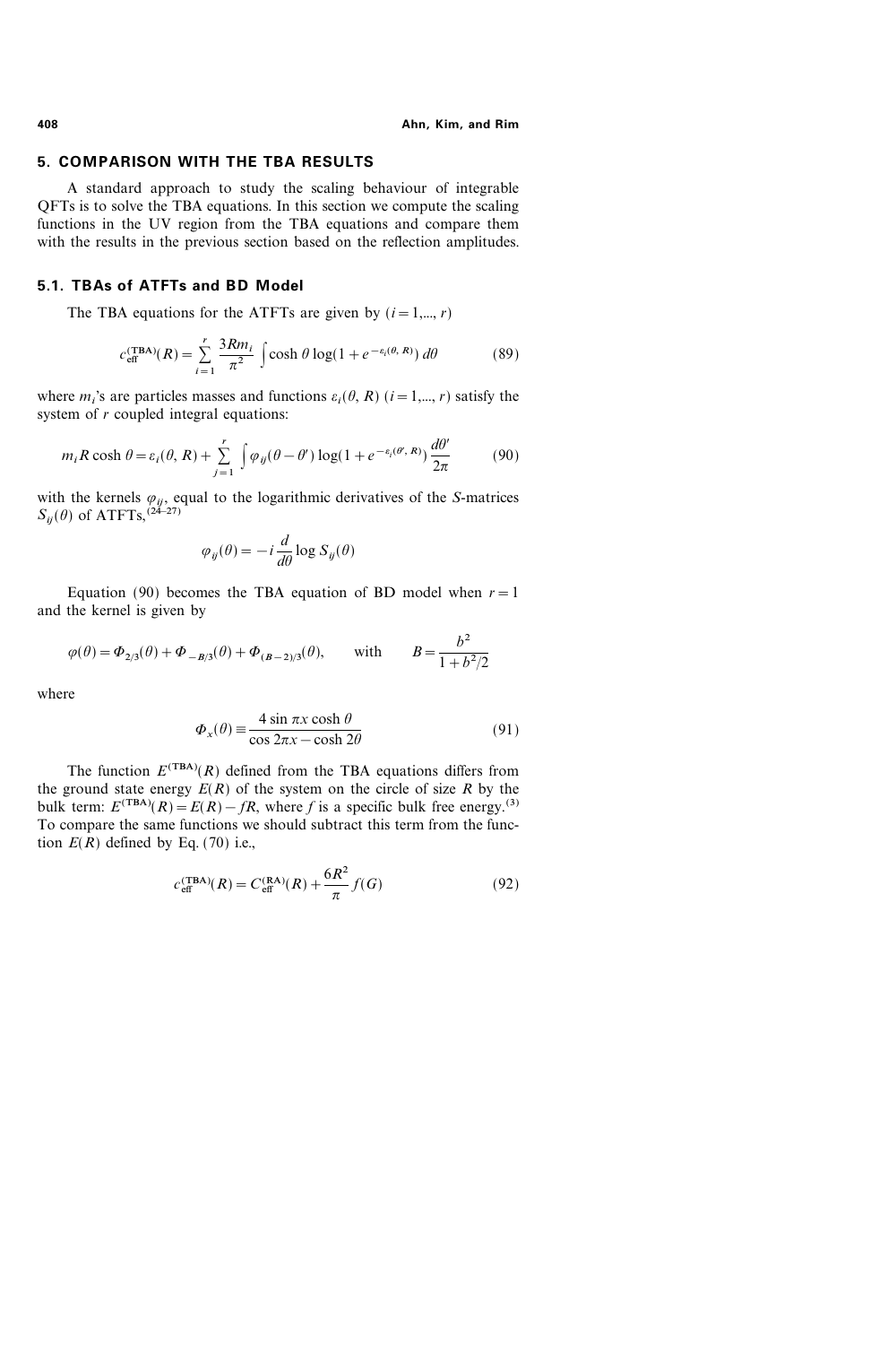## 5. COMPARISON WITH THE TBA RESULTS

A standard approach to study the scaling behaviour of integrable QFTs is to solve the TBA equations. In this section we compute the scaling functions in the UV region from the TBA equations and compare them with the results in the previous section based on the reflection amplitudes.

### 5.1. TBAs of ATFTs and BD Model

The TBA equations for the ATFTs are given by ($i=1,..., r$)

$$c_{\text{eff}}^{(\text{TBA})}(R) = \sum_{i=1}^{r} \frac{3Rm_i}{\pi^2} \int \cosh\theta \log(1+e^{-\varepsilon_i(\theta, R)})\, d\theta \tag{89}$$

where $m_i$'s are particles masses and functions $\varepsilon_i(\theta, R)$ ($i=1,..., r$) satisfy the system of $r$ coupled integral equations:

$$m_i R \cosh\theta = \varepsilon_i(\theta, R) + \sum_{j=1}^{r} \int \varphi_{ij}(\theta-\theta') \log(1+e^{-\varepsilon_i(\theta', R)}) \frac{d\theta'}{2\pi} \tag{90}$$

with the kernels $\varphi_{ij}$, equal to the logarithmic derivatives of the $S$-matrices $S_{ij}(\theta)$ of ATFTs,[24–27]

$$\varphi_{ij}(\theta) = -i \frac{d}{d\theta} \log S_{ij}(\theta)$$

Equation (90) becomes the TBA equation of BD model when $r=1$ and the kernel is given by

$$\varphi(\theta) = \Phi_{2/3}(\theta) + \Phi_{-B/3}(\theta) + \Phi_{(B-2)/3}(\theta), \qquad \text{with} \qquad B = \frac{b^2}{1+b^2/2}$$

where

$$\Phi_x(\theta) \equiv \frac{4 \sin \pi x \cosh\theta}{\cos 2\pi x - \cosh 2\theta} \tag{91}$$

The function $E^{(\text{TBA})}(R)$ defined from the TBA equations differs from the ground state energy $E(R)$ of the system on the circle of size $R$ by the bulk term: $E^{(\text{TBA})}(R) = E(R) - fR$, where $f$ is a specific bulk free energy.[3] To compare the same functions we should subtract this term from the function $E(R)$ defined by Eq. (70) i.e.,

$$c_{\text{eff}}^{(\text{TBA})}(R) = C_{\text{eff}}^{(\text{RA})}(R) + \frac{6R^2}{\pi} f(G) \tag{92}$$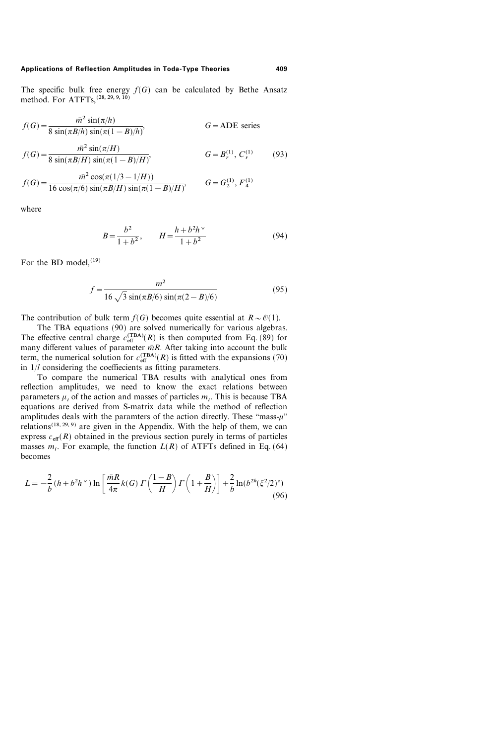The specific bulk free energy $f(G)$ can be calculated by Bethe Ansatz method. For ATFTs,[28, 29, 9, 10]

$$
\begin{aligned}
f(G) &= \frac{\bar{m}^2 \sin(\pi/h)}{8 \sin(\pi B/h) \sin(\pi(1-B)/h)}, && G = \text{ADE series} \\
f(G) &= \frac{\bar{m}^2 \sin(\pi/H)}{8 \sin(\pi B/H) \sin(\pi(1-B)/H)}, && G = B_r^{(1)},\ C_r^{(1)} \\
f(G) &= \frac{\bar{m}^2 \cos(\pi(1/3 - 1/H))}{16 \cos(\pi/6) \sin(\pi B/H) \sin(\pi(1-B)/H)}, && G = G_2^{(1)},\ F_4^{(1)}
\end{aligned}
\tag{93}
$$

where

$$
B = \frac{b^2}{1+b^2}, \qquad H = \frac{h + b^2 h^\vee}{1+b^2} \tag{94}
$$

For the BD model,[19]

$$
f = \frac{m^2}{16\sqrt{3} \sin(\pi B/6) \sin(\pi(2-B)/6)} \tag{95}
$$

The contribution of bulk term $f(G)$ becomes quite essential at $R \sim \mathcal{O}(1)$.

The TBA equations (90) are solved numerically for various algebras. The effective central charge $c_{\text{eff}}^{(\text{TBA})}(R)$ is then computed from Eq. (89) for many different values of parameter $\bar{m}R$. After taking into account the bulk term, the numerical solution for $c_{\text{eff}}^{(\text{TBA})}(R)$ is fitted with the expansions (70) in $1/l$ considering the coeffiecients as fitting parameters.

To compare the numerical TBA results with analytical ones from reflection amplitudes, we need to know the exact relations between parameters $\mu_i$ of the action and masses of particles $m_i$. This is because TBA equations are derived from S-matrix data while the method of reflection amplitudes deals with the paramters of the action directly. These "mass-$\mu$" relations[18, 29, 9] are given in the Appendix. With the help of them, we can express $c_{\text{eff}}(R)$ obtained in the previous section purely in terms of particles masses $m_i$. For example, the function $L(R)$ of ATFTs defined in Eq. (64) becomes

$$
L = -\frac{2}{b}(h + b^2 h^\vee) \ln\left[\frac{\bar{m}R}{4\pi} k(G)\, \Gamma\left(\frac{1-B}{H}\right) \Gamma\left(1 + \frac{B}{H}\right)\right] + \frac{2}{b} \ln(b^{2h}(\xi^2/2)^z) \tag{96}
$$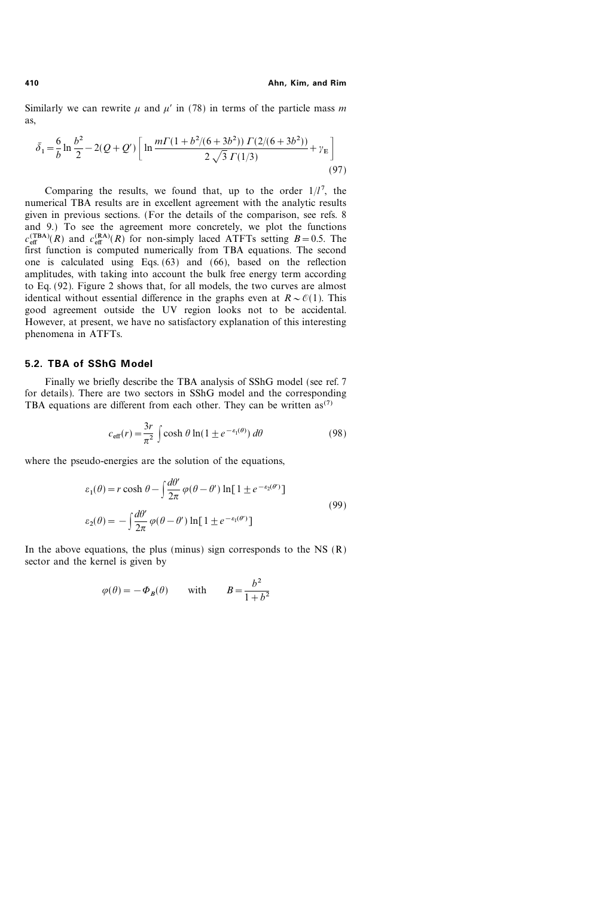Similarly we can rewrite $\mu$ and $\mu'$ in (78) in terms of the particle mass $m$ as,

$$\bar{\delta}_1 = \frac{6}{b} \ln \frac{b^2}{2} - 2(Q+Q') \left[ \ln \frac{m\Gamma(1+b^2/(6+3b^2))\, \Gamma(2/(6+3b^2))}{2\sqrt{3}\, \Gamma(1/3)} + \gamma_{\mathrm{E}} \right] \tag{97}$$

Comparing the results, we found that, up to the order $1/l^7$, the numerical TBA results are in excellent agreement with the analytic results given in previous sections. (For the details of the comparison, see refs. 8 and 9.) To see the agreement more concretely, we plot the functions $c_{\mathrm{eff}}^{(\mathbf{TBA})}(R)$ and $c_{\mathrm{eff}}^{(\mathbf{RA})}(R)$ for non-simply laced ATFTs setting $B=0.5$. The first function is computed numerically from TBA equations. The second one is calculated using Eqs. (63) and (66), based on the reflection amplitudes, with taking into account the bulk free energy term according to Eq. (92). Figure 2 shows that, for all models, the two curves are almost identical without essential difference in the graphs even at $R \sim \mathcal{O}(1)$. This good agreement outside the UV region looks not to be accidental. However, at present, we have no satisfactory explanation of this interesting phenomena in ATFTs.

### 5.2. TBA of SShG Model

Finally we briefly describe the TBA analysis of SShG model (see ref. 7 for details). There are two sectors in SShG model and the corresponding TBA equations are different from each other. They can be written as[7]

$$c_{\mathrm{eff}}(r) = \frac{3r}{\pi^2} \int \cosh\theta \ln(1 \pm e^{-\varepsilon_1(\theta)})\, d\theta \tag{98}$$

where the pseudo-energies are the solution of the equations,

$$\begin{aligned} \varepsilon_1(\theta) &= r\cosh\theta - \int \frac{d\theta'}{2\pi} \varphi(\theta-\theta') \ln[1 \pm e^{-\varepsilon_2(\theta')}] \\ \varepsilon_2(\theta) &= -\int \frac{d\theta'}{2\pi} \varphi(\theta-\theta') \ln[1 \pm e^{-\varepsilon_1(\theta')}] \end{aligned} \tag{99}$$

In the above equations, the plus (minus) sign corresponds to the NS (R) sector and the kernel is given by

$$\varphi(\theta) = -\Phi_{B}(\theta) \qquad \text{with} \qquad B = \frac{b^2}{1+b^2}$$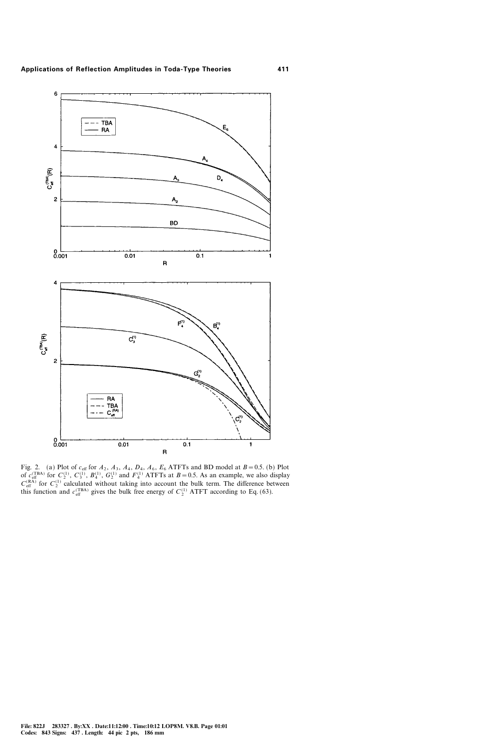Fig. 2. (a) Plot of $c_{\text{eff}}$ for $A_2$, $A_3$, $A_4$, $D_4$, $A_6$, $E_6$ ATFTs and BD model at $B = 0.5$. (b) Plot of $c_{\text{eff}}^{(\text{TBA})}$ for $C_2^{(1)}$, $C_3^{(1)}$, $B_4^{(1)}$, $G_2^{(1)}$ and $F_4^{(1)}$ ATFTs at $B = 0.5$. As an example, we also display $C_{\text{eff}}^{(\text{RA})}$ for $C_2^{(1)}$ calculated without taking into account the bulk term. The difference between this function and $c_{\text{eff}}^{(\text{TBA})}$ gives the bulk free energy of $C_2^{(1)}$ ATFT according to Eq. (63).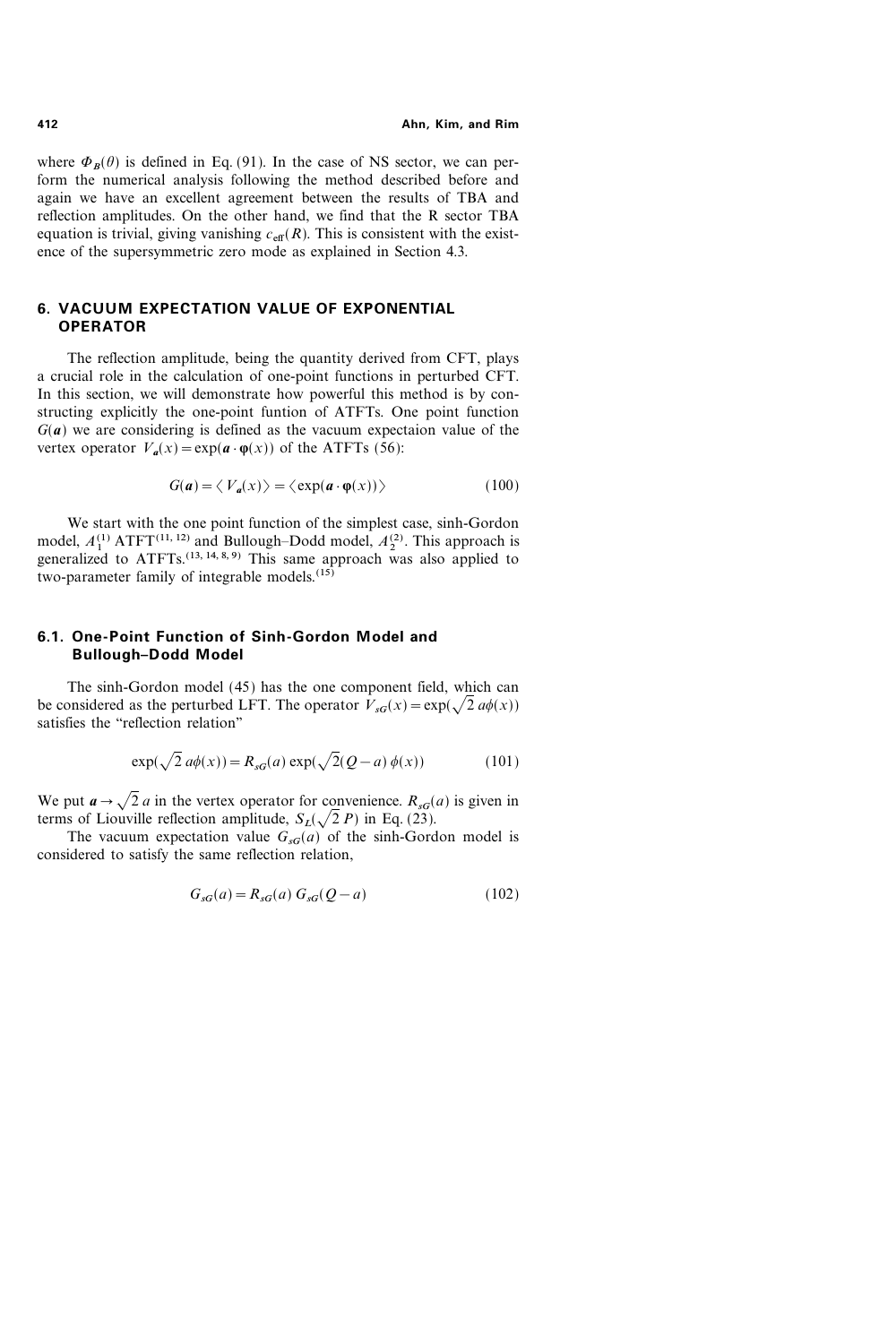where $\Phi_B(\theta)$ is defined in Eq. (91). In the case of NS sector, we can perform the numerical analysis following the method described before and again we have an excellent agreement between the results of TBA and reflection amplitudes. On the other hand, we find that the R sector TBA equation is trivial, giving vanishing $c_{\text{eff}}(R)$. This is consistent with the existence of the supersymmetric zero mode as explained in Section 4.3.

## 6. VACUUM EXPECTATION VALUE OF EXPONENTIAL OPERATOR

The reflection amplitude, being the quantity derived from CFT, plays a crucial role in the calculation of one-point functions in perturbed CFT. In this section, we will demonstrate how powerful this method is by constructing explicitly the one-point funtion of ATFTs. One point function $G(\boldsymbol{a})$ we are considering is defined as the vacuum expectaion value of the vertex operator $V_{\boldsymbol{a}}(x) = \exp(\boldsymbol{a} \cdot \boldsymbol{\varphi}(x))$ of the ATFTs (56):

$$G(\boldsymbol{a}) = \langle V_{\boldsymbol{a}}(x) \rangle = \langle \exp(\boldsymbol{a} \cdot \boldsymbol{\varphi}(x)) \rangle \tag{100}$$

We start with the one point function of the simplest case, sinh-Gordon model, $A_1^{(1)}$ ATFT[11, 12] and Bullough–Dodd model, $A_2^{(2)}$. This approach is generalized to ATFTs.[13, 14, 8, 9] This same approach was also applied to two-parameter family of integrable models.[15]

### 6.1. One-Point Function of Sinh-Gordon Model and Bullough–Dodd Model

The sinh-Gordon model (45) has the one component field, which can be considered as the perturbed LFT. The operator $V_{sG}(x) = \exp(\sqrt{2}\, a\phi(x))$ satisfies the "reflection relation"

$$\exp(\sqrt{2}\, a\phi(x)) = R_{sG}(a) \exp(\sqrt{2}(Q-a)\, \phi(x)) \tag{101}$$

We put $\boldsymbol{a} \to \sqrt{2}\, a$ in the vertex operator for convenience. $R_{sG}(a)$ is given in terms of Liouville reflection amplitude, $S_L(\sqrt{2}\, P)$ in Eq. (23).

The vacuum expectation value $G_{sG}(a)$ of the sinh-Gordon model is considered to satisfy the same reflection relation,

$$G_{sG}(a) = R_{sG}(a)\, G_{sG}(Q-a) \tag{102}$$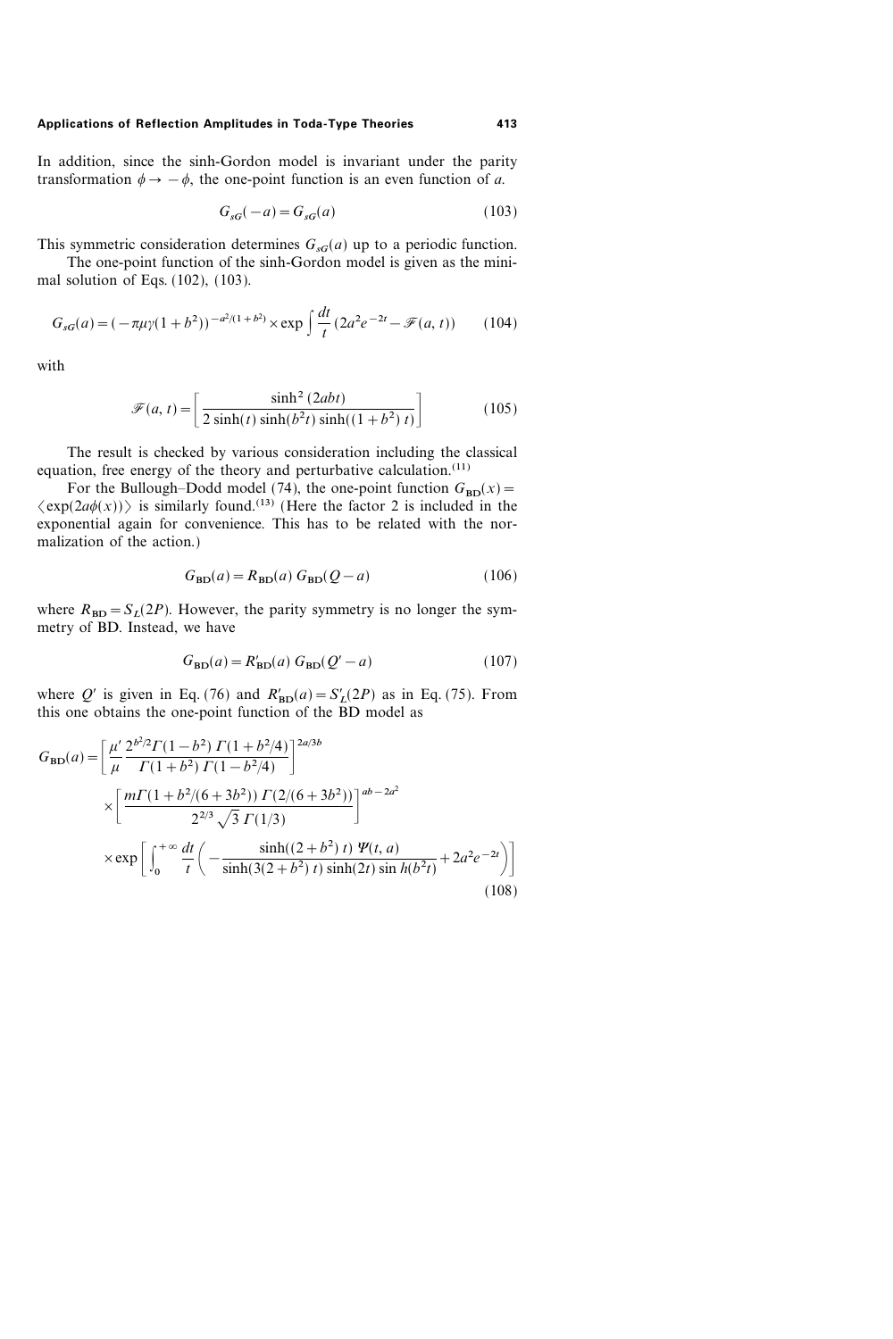In addition, since the sinh-Gordon model is invariant under the parity transformation $\phi \to -\phi$, the one-point function is an even function of $a$.

$$G_{sG}(-a) = G_{sG}(a) \tag{103}$$

This symmetric consideration determines $G_{sG}(a)$ up to a periodic function.

The one-point function of the sinh-Gordon model is given as the minimal solution of Eqs. (102), (103).

$$G_{sG}(a) = (-\pi\mu\gamma(1+b^2))^{-a^2/(1+b^2)} \times \exp \int \frac{dt}{t} (2a^2 e^{-2t} - \mathscr{F}(a,t)) \tag{104}$$

with

$$\mathscr{F}(a,t) = \left[ \frac{\sinh^2(2abt)}{2\sinh(t)\sinh(b^2 t)\sinh((1+b^2)t)} \right] \tag{105}$$

The result is checked by various consideration including the classical equation, free energy of the theory and perturbative calculation.[11]

For the Bullough–Dodd model (74), the one-point function $G_{\mathrm{BD}}(x) = \langle \exp(2a\phi(x)) \rangle$ is similarly found.[13] (Here the factor 2 is included in the exponential again for convenience. This has to be related with the normalization of the action.)

$$G_{\mathrm{BD}}(a) = R_{\mathrm{BD}}(a)\, G_{\mathrm{BD}}(Q-a) \tag{106}$$

where $R_{\mathrm{BD}} = S_L(2P)$. However, the parity symmetry is no longer the symmetry of BD. Instead, we have

$$G_{\mathrm{BD}}(a) = R'_{\mathrm{BD}}(a)\, G_{\mathrm{BD}}(Q'-a) \tag{107}$$

where $Q'$ is given in Eq. (76) and $R'_{\mathrm{BD}}(a) = S'_L(2P)$ as in Eq. (75). From this one obtains the one-point function of the BD model as

$$\begin{aligned} G_{\mathrm{BD}}(a) = &\left[ \frac{\mu'}{\mu} \frac{2^{b^2/2}\Gamma(1-b^2)\,\Gamma(1+b^2/4)}{\Gamma(1+b^2)\,\Gamma(1-b^2/4)} \right]^{2a/3b} \\ &\times \left[ \frac{m\Gamma(1+b^2/(6+3b^2))\,\Gamma(2/(6+3b^2))}{2^{2/3}\sqrt{3}\,\Gamma(1/3)} \right]^{ab-2a^2} \\ &\times \exp\left[ \int_0^{+\infty} \frac{dt}{t} \left( -\frac{\sinh((2+b^2)\,t)\,\Psi(t,a)}{\sinh(3(2+b^2)\,t)\sinh(2t)\sinh(b^2 t)} + 2a^2 e^{-2t} \right) \right] \end{aligned} \tag{108}$$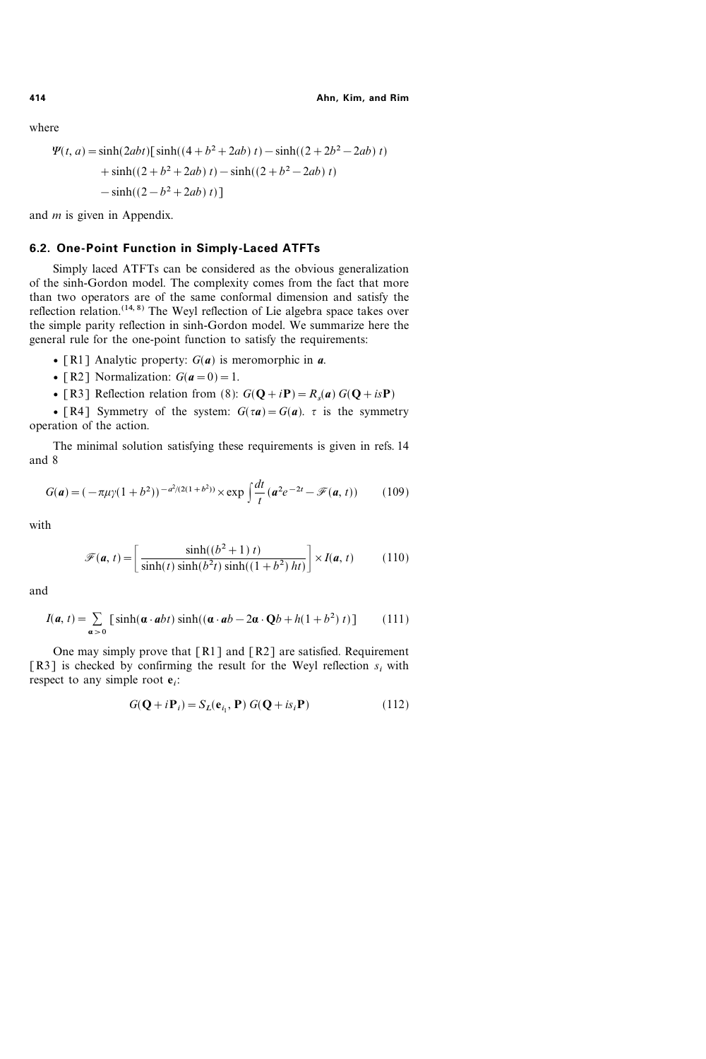where

$$\Psi(t, a) = \sinh(2abt)[\sinh((4+b^2+2ab)\,t) - \sinh((2+2b^2-2ab)\,t) + \sinh((2+b^2+2ab)\,t) - \sinh((2+b^2-2ab)\,t) - \sinh((2-b^2+2ab)\,t)]$$

and $m$ is given in Appendix.

### 6.2. One-Point Function in Simply-Laced ATFTs

Simply laced ATFTs can be considered as the obvious generalization of the sinh-Gordon model. The complexity comes from the fact that more than two operators are of the same conformal dimension and satisfy the reflection relation.[14, 8] The Weyl reflection of Lie algebra space takes over the simple parity reflection in sinh-Gordon model. We summarize here the general rule for the one-point function to satisfy the requirements:

- [R1] Analytic property: $G(\boldsymbol{a})$ is meromorphic in $\boldsymbol{a}$.
- [R2] Normalization: $G(\boldsymbol{a}=0)=1$.
- [R3] Reflection relation from (8): $G(\mathbf{Q}+i\mathbf{P}) = R_s(\boldsymbol{a})\, G(\mathbf{Q}+is\mathbf{P})$
- [R4] Symmetry of the system: $G(\tau\boldsymbol{a}) = G(\boldsymbol{a})$. $\tau$ is the symmetry operation of the action.

The minimal solution satisfying these requirements is given in refs. 14 and 8

$$G(\boldsymbol{a}) = (-\pi\mu\gamma(1+b^2))^{-\boldsymbol{a}^2/(2(1+b^2))} \times \exp \int \frac{dt}{t}\,(\boldsymbol{a}^2 e^{-2t} - \mathscr{F}(\boldsymbol{a}, t)) \tag{109}$$

with

$$\mathscr{F}(\boldsymbol{a}, t) = \left[\frac{\sinh((b^2+1)\,t)}{\sinh(t)\sinh(b^2 t)\sinh((1+b^2)\,ht)}\right] \times I(\boldsymbol{a}, t) \tag{110}$$

and

$$I(\boldsymbol{a}, t) = \sum_{\boldsymbol{\alpha}>0} [\sinh(\boldsymbol{\alpha}\cdot\boldsymbol{a}bt)\sinh((\boldsymbol{\alpha}\cdot\boldsymbol{a}b - 2\boldsymbol{\alpha}\cdot\mathbf{Q}b + h(1+b^2)\,t)] \tag{111}$$

One may simply prove that [R1] and [R2] are satisfied. Requirement [R3] is checked by confirming the result for the Weyl reflection $s_i$ with respect to any simple root $\mathbf{e}_i$:

$$G(\mathbf{Q}+i\mathbf{P}_i) = S_L(\mathbf{e}_{i_1}, \mathbf{P})\, G(\mathbf{Q}+is_i\mathbf{P}) \tag{112}$$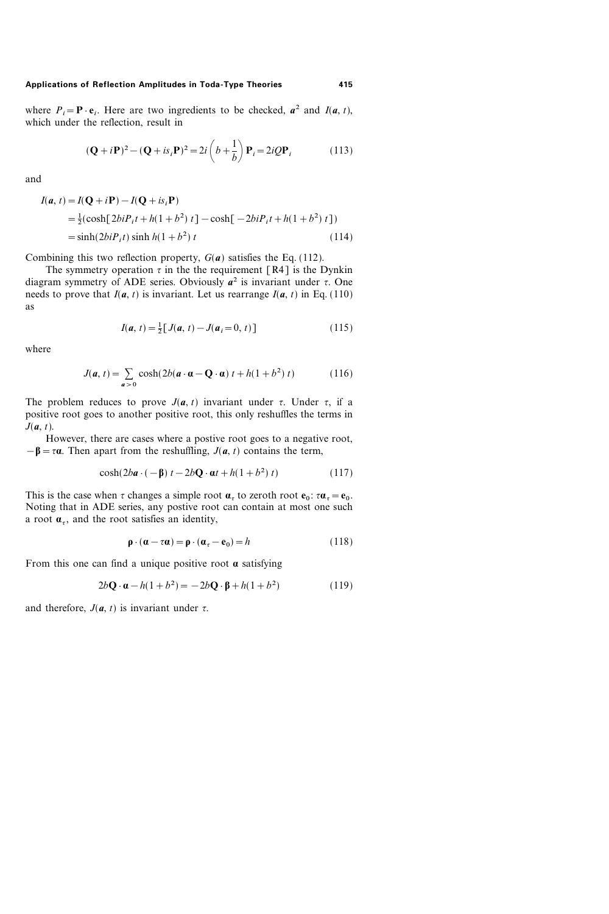where $P_i = \mathbf{P} \cdot \mathbf{e}_i$. Here are two ingredients to be checked, $\boldsymbol{a}^2$ and $I(\boldsymbol{a}, t)$, which under the reflection, result in

$$(\mathbf{Q} + i\mathbf{P})^2 - (\mathbf{Q} + is_i\mathbf{P})^2 = 2i\left(b + \frac{1}{b}\right)\mathbf{P}_i = 2iQ\mathbf{P}_i \tag{113}$$

and

$$\begin{aligned} I(\boldsymbol{a}, t) &= I(\mathbf{Q} + i\mathbf{P}) - I(\mathbf{Q} + is_i\mathbf{P}) \\ &= \tfrac{1}{2}(\cosh[2biP_i t + h(1+b^2)\, t] - \cosh[-2biP_i t + h(1+b^2)\, t]) \\ &= \sinh(2biP_i t) \sinh h(1+b^2)\, t \end{aligned} \tag{114}$$

Combining this two reflection property, $G(\boldsymbol{a})$ satisfies the Eq. (112).

The symmetry operation $\tau$ in the the requirement [R4] is the Dynkin diagram symmetry of ADE series. Obviously $\boldsymbol{a}^2$ is invariant under $\tau$. One needs to prove that $I(\boldsymbol{a}, t)$ is invariant. Let us rearrange $I(\boldsymbol{a}, t)$ in Eq. (110) as

$$I(\boldsymbol{a}, t) = \tfrac{1}{2}[J(\boldsymbol{a}, t) - J(\boldsymbol{a}_i = 0, t)] \tag{115}$$

where

$$J(\boldsymbol{a}, t) = \sum_{\boldsymbol{a} > 0} \cosh(2b(\boldsymbol{a} \cdot \boldsymbol{\alpha} - \mathbf{Q} \cdot \boldsymbol{\alpha})\, t + h(1+b^2)\, t) \tag{116}$$

The problem reduces to prove $J(\boldsymbol{a}, t)$ invariant under $\tau$. Under $\tau$, if a positive root goes to another positive root, this only reshuffles the terms in $J(\boldsymbol{a}, t)$.

However, there are cases where a postive root goes to a negative root, $-\boldsymbol{\beta} = \tau\boldsymbol{\alpha}$. Then apart from the reshuffling, $J(\boldsymbol{a}, t)$ contains the term,

$$\cosh(2b\boldsymbol{a} \cdot (-\boldsymbol{\beta})\, t - 2b\mathbf{Q} \cdot \boldsymbol{\alpha} t + h(1+b^2)\, t) \tag{117}$$

This is the case when $\tau$ changes a simple root $\boldsymbol{\alpha}_\tau$ to zeroth root $\mathbf{e}_0$: $\tau\boldsymbol{\alpha}_\tau = \mathbf{e}_0$. Noting that in ADE series, any postive root can contain at most one such a root $\boldsymbol{\alpha}_\tau$, and the root satisfies an identity,

$$\boldsymbol{\rho} \cdot (\boldsymbol{\alpha} - \tau\boldsymbol{\alpha}) = \boldsymbol{\rho} \cdot (\boldsymbol{\alpha}_\tau - \mathbf{e}_0) = h \tag{118}$$

From this one can find a unique positive root $\boldsymbol{\alpha}$ satisfying

$$2b\mathbf{Q} \cdot \boldsymbol{\alpha} - h(1+b^2) = -2b\mathbf{Q} \cdot \boldsymbol{\beta} + h(1+b^2) \tag{119}$$

and therefore, $J(\boldsymbol{a}, t)$ is invariant under $\tau$.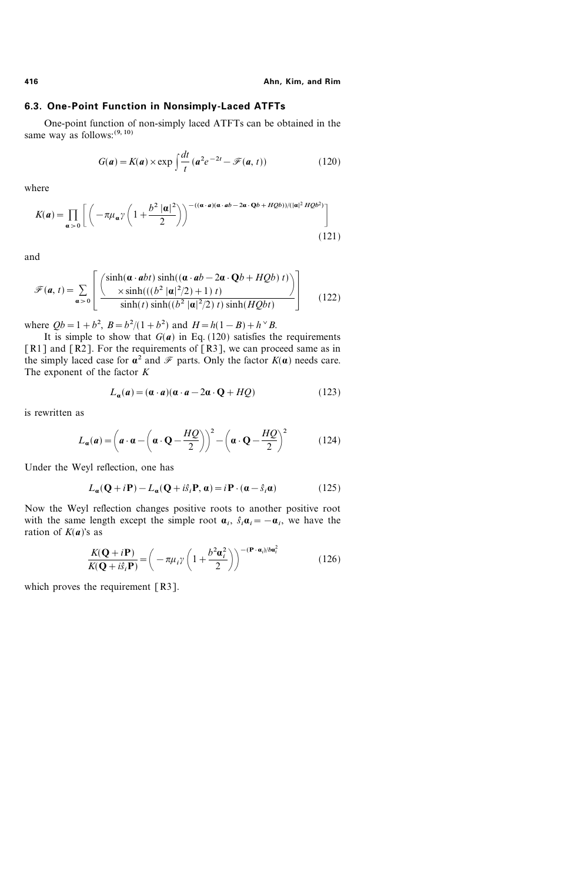### 6.3. One-Point Function in Nonsimply-Laced ATFTs

One-point function of non-simply laced ATFTs can be obtained in the same way as follows:[9, 10]

$$G(\boldsymbol{a}) = K(\boldsymbol{a}) \times \exp \int \frac{dt}{t} \left( \boldsymbol{a}^2 e^{-2t} - \mathscr{F}(\boldsymbol{a}, t) \right) \tag{120}$$

where

$$K(\boldsymbol{a}) = \prod_{\boldsymbol{\alpha} > 0} \left[ \left( -\pi \mu_{\boldsymbol{\alpha}} \gamma \left( 1 + \frac{b^2 |\boldsymbol{\alpha}|^2}{2} \right) \right)^{-((\boldsymbol{\alpha} \cdot \boldsymbol{a})(\boldsymbol{\alpha} \cdot \boldsymbol{a} b - 2\boldsymbol{\alpha} \cdot \mathbf{Q} b + HQb))/(|\boldsymbol{\alpha}|^2 HQb^2)} \right] \tag{121}$$

and

$$\mathscr{F}(\boldsymbol{a}, t) = \sum_{\boldsymbol{\alpha} > 0} \left[ \frac{\begin{pmatrix} \sinh(\boldsymbol{\alpha} \cdot \boldsymbol{a} bt) \sinh((\boldsymbol{\alpha} \cdot \boldsymbol{a} b - 2\boldsymbol{\alpha} \cdot \mathbf{Q} b + HQb)\, t) \\ \times \sinh(((b^2 |\boldsymbol{\alpha}|^2/2) + 1)\, t) \end{pmatrix}}{\sinh(t) \sinh((b^2 |\boldsymbol{\alpha}|^2/2)\, t) \sinh(HQbt)} \right] \tag{122}$$

where $Qb = 1 + b^2$, $B = b^2/(1 + b^2)$ and $H = h(1 - B) + h^\vee B$.

It is simple to show that $G(\boldsymbol{a})$ in Eq. (120) satisfies the requirements [R1] and [R2]. For the requirements of [R3], we can proceed same as in the simply laced case for $\boldsymbol{\alpha}^2$ and $\mathscr{F}$ parts. Only the factor $K(\boldsymbol{\alpha})$ needs care. The exponent of the factor $K$

$$L_{\boldsymbol{\alpha}}(\boldsymbol{a}) = (\boldsymbol{\alpha} \cdot \boldsymbol{a})(\boldsymbol{\alpha} \cdot \boldsymbol{a} - 2\boldsymbol{\alpha} \cdot \mathbf{Q} + HQ) \tag{123}$$

is rewritten as

$$L_{\boldsymbol{\alpha}}(\boldsymbol{a}) = \left( \boldsymbol{a} \cdot \boldsymbol{\alpha} - \left( \boldsymbol{\alpha} \cdot \mathbf{Q} - \frac{HQ}{2} \right) \right)^2 - \left( \boldsymbol{\alpha} \cdot \mathbf{Q} - \frac{HQ}{2} \right)^2 \tag{124}$$

Under the Weyl reflection, one has

$$L_{\boldsymbol{\alpha}}(\mathbf{Q} + i\mathbf{P}) - L_{\boldsymbol{\alpha}}(\mathbf{Q} + i\hat{s}_i \mathbf{P}, \boldsymbol{\alpha}) = i\mathbf{P} \cdot (\boldsymbol{\alpha} - \hat{s}_i \boldsymbol{\alpha}) \tag{125}$$

Now the Weyl reflection changes positive roots to another positive root with the same length except the simple root $\boldsymbol{\alpha}_i$, $\hat{s}_i \boldsymbol{\alpha}_i = -\boldsymbol{\alpha}_i$, we have the ration of $K(\boldsymbol{a})$'s as

$$\frac{K(\mathbf{Q} + i\mathbf{P})}{K(\mathbf{Q} + i\hat{s}_i \mathbf{P})} = \left( -\pi \mu_i \gamma \left( 1 + \frac{b^2 \boldsymbol{\alpha}_i^2}{2} \right) \right)^{-(\mathbf{P} \cdot \boldsymbol{\alpha}_i)/b\boldsymbol{\alpha}_i^2} \tag{126}$$

which proves the requirement [R3].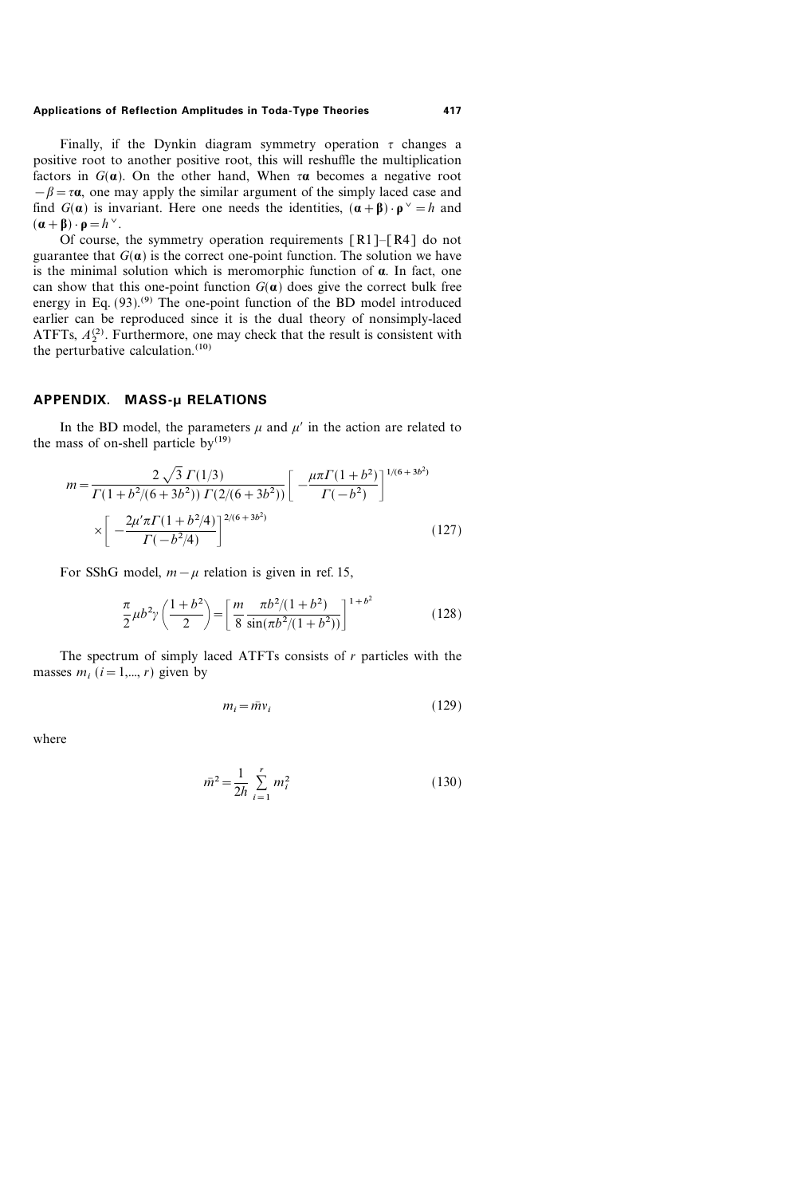Finally, if the Dynkin diagram symmetry operation $\tau$ changes a positive root to another positive root, this will reshuffle the multiplication factors in $G(\boldsymbol{\alpha})$. On the other hand, When $\tau\boldsymbol{\alpha}$ becomes a negative root $-\beta = \tau\boldsymbol{\alpha}$, one may apply the similar argument of the simply laced case and find $G(\boldsymbol{\alpha})$ is invariant. Here one needs the identities, $(\boldsymbol{\alpha}+\boldsymbol{\beta})\cdot\boldsymbol{\rho}^{\vee} = h$ and $(\boldsymbol{\alpha}+\boldsymbol{\beta})\cdot\boldsymbol{\rho} = h^{\vee}$.

Of course, the symmetry operation requirements [R1]–[R4] do not guarantee that $G(\boldsymbol{\alpha})$ is the correct one-point function. The solution we have is the minimal solution which is meromorphic function of $\boldsymbol{\alpha}$. In fact, one can show that this one-point function $G(\boldsymbol{\alpha})$ does give the correct bulk free energy in Eq. (93).[9] The one-point function of the BD model introduced earlier can be reproduced since it is the dual theory of nonsimply-laced ATFTs, $A_2^{(2)}$. Furthermore, one may check that the result is consistent with the perturbative calculation.[10]

## APPENDIX. MASS-μ RELATIONS

In the BD model, the parameters $\mu$ and $\mu'$ in the action are related to the mass of on-shell particle by[19]

$$m = \frac{2\sqrt{3}\,\Gamma(1/3)}{\Gamma(1+b^2/(6+3b^2))\,\Gamma(2/(6+3b^2))}\left[-\frac{\mu\pi\Gamma(1+b^2)}{\Gamma(-b^2)}\right]^{1/(6+3b^2)} \times \left[-\frac{2\mu'\pi\Gamma(1+b^2/4)}{\Gamma(-b^2/4)}\right]^{2/(6+3b^2)} \tag{127}$$

For SShG model, $m-\mu$ relation is given in ref. 15,

$$\frac{\pi}{2}\mu b^2 \gamma\left(\frac{1+b^2}{2}\right) = \left[\frac{m}{8}\,\frac{\pi b^2/(1+b^2)}{\sin(\pi b^2/(1+b^2))}\right]^{1+b^2} \tag{128}$$

The spectrum of simply laced ATFTs consists of $r$ particles with the masses $m_i$ $(i=1,\ldots,r)$ given by

$$m_i = \bar{m}\nu_i \tag{129}$$

where

$$\bar{m}^2 = \frac{1}{2h}\sum_{i=1}^{r} m_i^2 \tag{130}$$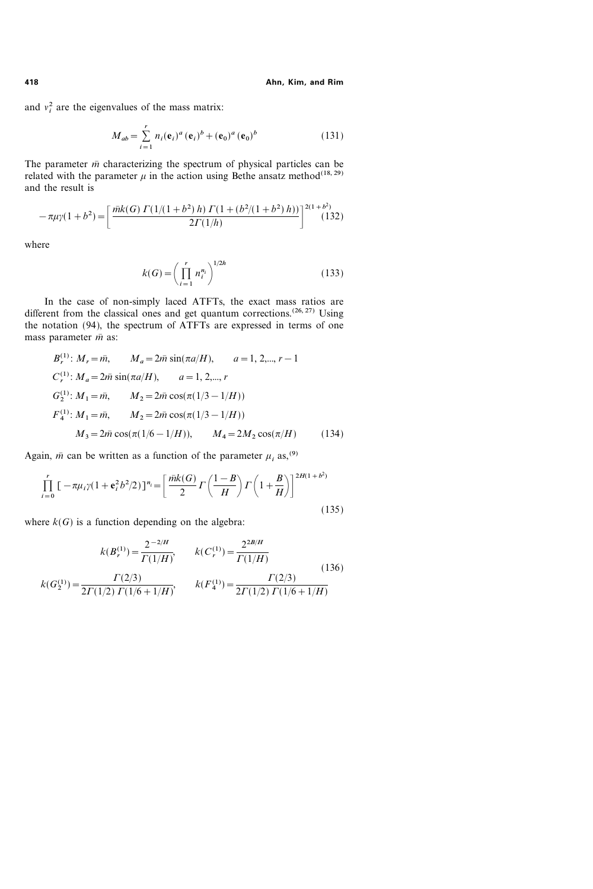and $v_i^2$ are the eigenvalues of the mass matrix:

$$M_{ab} = \sum_{i=1}^{r} n_i (\mathbf{e}_i)^a (\mathbf{e}_i)^b + (\mathbf{e}_0)^a (\mathbf{e}_0)^b \tag{131}$$

The parameter $\bar{m}$ characterizing the spectrum of physical particles can be related with the parameter $\mu$ in the action using Bethe ansatz method[18, 29] and the result is

$$-\pi\mu\gamma(1+b^2) = \left[ \frac{\bar{m}k(G)\,\Gamma(1/(1+b^2)\,h)\,\Gamma(1+(b^2/(1+b^2)\,h))}{2\Gamma(1/h)} \right]^{2(1+b^2)} \tag{132}$$

where

$$k(G) = \left( \prod_{i=1}^{r} n_i^{n_i} \right)^{1/2h} \tag{133}$$

In the case of non-simply laced ATFTs, the exact mass ratios are different from the classical ones and get quantum corrections.[26, 27] Using the notation (94), the spectrum of ATFTs are expressed in terms of one mass parameter $\bar{m}$ as:

$$\begin{aligned}
&B_r^{(1)}: M_r = \bar{m}, \qquad M_a = 2\bar{m}\sin(\pi a/H), \qquad a = 1, 2,..., r-1\\
&C_r^{(1)}: M_a = 2\bar{m}\sin(\pi a/H), \qquad a = 1, 2,..., r\\
&G_2^{(1)}: M_1 = \bar{m}, \qquad M_2 = 2\bar{m}\cos(\pi(1/3 - 1/H))\\
&F_4^{(1)}: M_1 = \bar{m}, \qquad M_2 = 2\bar{m}\cos(\pi(1/3 - 1/H))\\
&\qquad M_3 = 2\bar{m}\cos(\pi(1/6 - 1/H)), \qquad M_4 = 2M_2\cos(\pi/H)
\end{aligned} \tag{134}$$

Again, $\bar{m}$ can be written as a function of the parameter $\mu_i$ as,[9]

$$\prod_{i=0}^{r} \left[ -\pi\mu_i\gamma(1+\mathbf{e}_i^2 b^2/2) \right]^{n_i} = \left[ \frac{\bar{m}k(G)}{2}\,\Gamma\left(\frac{1-B}{H}\right)\Gamma\left(1+\frac{B}{H}\right) \right]^{2H(1+b^2)} \tag{135}$$

where $k(G)$ is a function depending on the algebra:

$$\begin{aligned}
k(B_r^{(1)}) &= \frac{2^{-2/H}}{\Gamma(1/H)}, \qquad k(C_r^{(1)}) = \frac{2^{2B/H}}{\Gamma(1/H)}\\
k(G_2^{(1)}) &= \frac{\Gamma(2/3)}{2\Gamma(1/2)\,\Gamma(1/6+1/H)}, \qquad k(F_4^{(1)}) = \frac{\Gamma(2/3)}{2\Gamma(1/2)\,\Gamma(1/6+1/H)}
\end{aligned} \tag{136}$$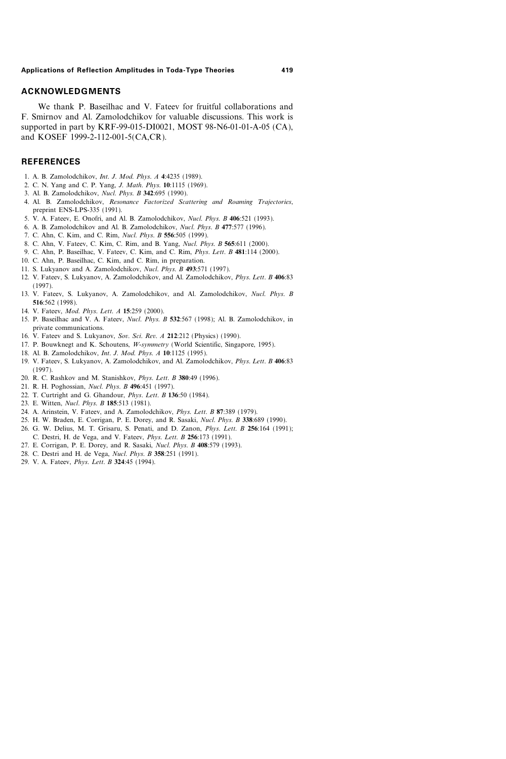## ACKNOWLEDGMENTS

We thank P. Baseilhac and V. Fateev for fruitful collaborations and F. Smirnov and Al. Zamolodchikov for valuable discussions. This work is supported in part by KRF-99-015-DI0021, MOST 98-N6-01-01-A-05 (CA), and KOSEF 1999-2-112-001-5(CA,CR).

## REFERENCES

1. A. B. Zamolodchikov, *Int. J. Mod. Phys. A* **4**:4235 (1989).
2. C. N. Yang and C. P. Yang, *J. Math. Phys.* **10**:1115 (1969).
3. Al. B. Zamolodchikov, *Nucl. Phys. B* **342**:695 (1990).
4. Al. B. Zamolodchikov, *Resonance Factorized Scattering and Roaming Trajectories*, preprint ENS-LPS-335 (1991).
5. V. A. Fateev, E. Onofri, and Al. B. Zamolodchikov, *Nucl. Phys. B* **406**:521 (1993).
6. A. B. Zamolodchikov and Al. B. Zamolodchikov, *Nucl. Phys. B* **477**:577 (1996).
7. C. Ahn, C. Kim, and C. Rim, *Nucl. Phys. B* **556**:505 (1999).
8. C. Ahn, V. Fateev, C. Kim, C. Rim, and B. Yang, *Nucl. Phys. B* **565**:611 (2000).
9. C. Ahn, P. Baseilhac, V. Fateev, C. Kim, and C. Rim, *Phys. Lett. B* **481**:114 (2000).
10. C. Ahn, P. Baseilhac, C. Kim, and C. Rim, in preparation.
11. S. Lukyanov and A. Zamolodchikov, *Nucl. Phys. B* **493**:571 (1997).
12. V. Fateev, S. Lukyanov, A. Zamolodchikov, and Al. Zamolodchikov, *Phys. Lett. B* **406**:83 (1997).
13. V. Fateev, S. Lukyanov, A. Zamolodchikov, and Al. Zamolodchikov, *Nucl. Phys. B* **516**:562 (1998).
14. V. Fateev, *Mod. Phys. Lett. A* **15**:259 (2000).
15. P. Baseilhac and V. A. Fateev, *Nucl. Phys. B* **532**:567 (1998); Al. B. Zamolodchikov, in private communications.
16. V. Fateev and S. Lukyanov, *Sov. Sci. Rev. A* **212**:212 (Physics) (1990).
17. P. Bouwknegt and K. Schoutens, *W-symmetry* (World Scientific, Singapore, 1995).
18. Al. B. Zamolodchikov, *Int. J. Mod. Phys. A* **10**:1125 (1995).
19. V. Fateev, S. Lukyanov, A. Zamolodchikov, and Al. Zamolodchikov, *Phys. Lett. B* **406**:83 (1997).
20. R. C. Rashkov and M. Stanishkov, *Phys. Lett. B* **380**:49 (1996).
21. R. H. Poghossian, *Nucl. Phys. B* **496**:451 (1997).
22. T. Curtright and G. Ghandour, *Phys. Lett. B* **136**:50 (1984).
23. E. Witten, *Nucl. Phys. B* **185**:513 (1981).
24. A. Arinstein, V. Fateev, and A. Zamolodchikov, *Phys. Lett. B* **87**:389 (1979).
25. H. W. Braden, E. Corrigan, P. E. Dorey, and R. Sasaki, *Nucl. Phys. B* **338**:689 (1990).
26. G. W. Delius, M. T. Grisaru, S. Penati, and D. Zanon, *Phys. Lett. B* **256**:164 (1991); C. Destri, H. de Vega, and V. Fateev, *Phys. Lett. B* **256**:173 (1991).
27. E. Corrigan, P. E. Dorey, and R. Sasaki, *Nucl. Phys. B* **408**:579 (1993).
28. C. Destri and H. de Vega, *Nucl. Phys. B* **358**:251 (1991).
29. V. A. Fateev, *Phys. Lett. B* **324**:45 (1994).